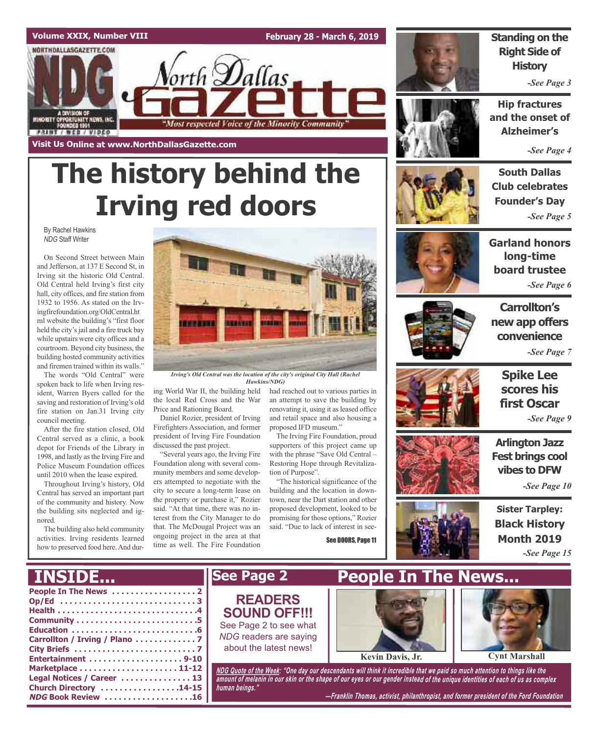Volume XXIX, Number VIII

February 28 - March 6, 2019

# North Dallas Gazette

"Most respected Voice of the Minority Community"

Visit Us Online at www.NorthDallasGazette.com

# The history behind the Irving red doors

By Rachel Hawkins
*NDG* Staff Writer

On Second Street between Main and Jefferson, at 137 E Second St, in Irving sit the historic Old Central. Old Central held Irving's first city hall, city offices, and fire station from 1932 to 1956. As stated on the Irvingfirefoundation.org/OldCentral.html website the building's "first floor held the city's jail and a fire truck bay while upstairs were city offices and a courtroom. Beyond city business, the building hosted community activities and firemen trained within its walls."

The words "Old Central" were spoken back to life when Irving resident, Warren Byers called for the saving and restoration of Irving's old fire station on Jan.31 Irving city council meeting.

After the fire station closed, Old Central served as a clinic, a book depot for Friends of the Library in 1998, and lastly as the Irving Fire and Police Museum Foundation offices until 2010 when the lease expired.

Throughout Irving's history, Old Central has served an important part of the community and history. Now the building sits neglected and ignored.

The building also held community activities. Irving residents learned how to preserved food here. And during World War II, the building held the local Red Cross and the War Price and Rationing Board.

*Irving's Old Central was the location of the city's original City Hall (Rachel Hawkins/NDG)*

Daniel Rozier, president of Irving Firefighters Association, and former president of Irving Fire Foundation discussed the past project.

"Several years ago, the Irving Fire Foundation along with several community members and some developers attempted to negotiate with the city to secure a long-term lease on the property or purchase it," Rozier said. "At that time, there was no interest from the City Manager to do that. The McDougal Project was an ongoing project in the area at that time as well. The Fire Foundation had reached out to various parties in an attempt to save the building by renovating it, using it as leased office and retail space and also housing a proposed IFD museum."

The Irving Fire Foundation, proud supporters of this project came up with the phrase "Save Old Central – Restoring Hope through Revitalization of Purpose".

"The historical significance of the building and the location in downtown, near the Dart station and other proposed development, looked to be promising for those options," Rozier said. "Due to lack of interest in see-

See DOORS, Page 11

---

**Standing on the Right Side of History** -See Page 3

**Hip fractures and the onset of Alzheimer's** -See Page 4

**South Dallas Club celebrates Founder's Day** -See Page 5

**Garland honors long-time board trustee** -See Page 6

**Carrollton's new app offers convenience** -See Page 7

**Spike Lee scores his first Oscar** -See Page 9

**Arlington Jazz Fest brings cool vibes to DFW** -See Page 10

**Sister Tarpley: Black History Month 2019** -See Page 15

---

## INSIDE...

- People In The News . . . . . . . . . . . . . . . . . 2
- Op/Ed . . . . . . . . . . . . . . . . . . . . . . . . . . . . 3
- Health . . . . . . . . . . . . . . . . . . . . . . . . . . . . .4
- Community . . . . . . . . . . . . . . . . . . . . . . . . .5
- Education . . . . . . . . . . . . . . . . . . . . . . . . . .6
- Carrollton / Irving / Plano . . . . . . . . . . . . 7
- City Briefs . . . . . . . . . . . . . . . . . . . . . . . . . 7
- Entertainment . . . . . . . . . . . . . . . . . . . 9-10
- Marketplace . . . . . . . . . . . . . . . . . . . . 11-12
- Legal Notices / Career . . . . . . . . . . . . . . . 13
- Church Directory . . . . . . . . . . . . . . . .14-15
- *NDG* Book Review . . . . . . . . . . . . . . . . . . .16

## See Page 2

**READERS SOUND OFF!!!**

See Page 2 to see what *NDG* readers are saying about the latest news!

## People In The News...

Kevin Davis, Jr.

Cynt Marshall

*NDG Quote of the Week*: "One day our descendants will think it incredible that we paid so much attention to things like the amount of melanin in our skin or the shape of our eyes or our gender instead of the unique identities of each of us as complex human beings."

—Franklin Thomas, activist, philanthropist, and former president of the Ford Foundation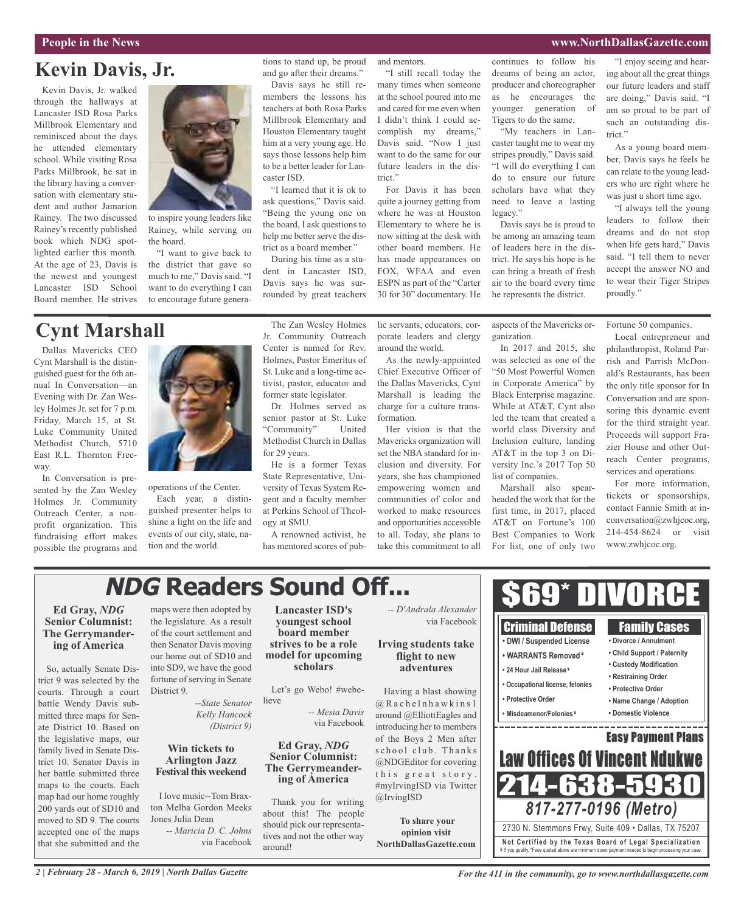# Kevin Davis, Jr.

Kevin Davis, Jr. walked through the hallways at Lancaster ISD Rosa Parks Millbrook Elementary and reminisced about the days he attended elementary school. While visiting Rosa Parks Millbrook, he sat in the library having a conversation with elementary student and author Jamarion Rainey. The two discussed Rainey's recently published book which NDG spotlighted earlier this month. At the age of 23, Davis is the newest and youngest Lancaster ISD School Board member. He strives to inspire young leaders like Rainey, while serving on the board.

"I want to give back to the district that gave so much to me," Davis said. "I want to do everything I can to encourage future generations to stand up, be proud and go after their dreams."

Davis says he still remembers the lessons his teachers at both Rosa Parks Millbrook Elementary and Houston Elementary taught him at a very young age. He says those lessons help him to be a better leader for Lancaster ISD.

"I learned that it is ok to ask questions," Davis said. "Being the young one on the board, I ask questions to help me better serve the district as a board member."

During his time as a student in Lancaster ISD, Davis says he was surrounded by great teachers and mentors.

"I still recall today the many times when someone at the school poured into me and cared for me even when I didn't think I could accomplish my dreams," Davis said. "Now I just want to do the same for our future leaders in the district."

For Davis it has been quite a journey getting from where he was at Houston Elementary to where he is now sitting at the desk with other board members. He has made appearances on FOX, WFAA and even ESPN as part of the "Carter 30 for 30" documentary. He continues to follow his dreams of being an actor, producer and choreographer as he encourages the younger generation of Tigers to do the same.

"My teachers in Lancaster taught me to wear my stripes proudly," Davis said. "I will do everything I can do to ensure our future scholars have what they need to leave a lasting legacy."

Davis says he is proud to be among an amazing team of leaders here in the district. He says his hope is he can bring a breath of fresh air to the board every time he represents the district.

"I enjoy seeing and hearing about all the great things our future leaders and staff are doing," Davis said. "I am so proud to be part of such an outstanding district."

As a young board member, Davis says he feels he can relate to the young leaders who are right where he was just a short time ago.

"I always tell the young leaders to follow their dreams and do not stop when life gets hard," Davis said. "I tell them to never accept the answer NO and to wear their Tiger Stripes proudly."

# Cynt Marshall

Dallas Mavericks CEO Cynt Marshall is the distinguished guest for the 6th annual In Conversation—an Evening with Dr. Zan Wesley Holmes Jr. set for 7 p.m. Friday, March 15, at St. Luke Community United Methodist Church, 5710 East R.L. Thornton Freeway.

In Conversation is presented by the Zan Wesley Holmes Jr. Community Outreach Center, a nonprofit organization. This fundraising effort makes possible the programs and operations of the Center.

Each year, a distinguished presenter helps to shine a light on the life and events of our city, state, nation and the world.

The Zan Wesley Holmes Jr. Community Outreach Center is named for Rev. Holmes, Pastor Emeritus of St. Luke and a long-time activist, pastor, educator and former state legislator.

Dr. Holmes served as senior pastor at St. Luke "Community" United Methodist Church in Dallas for 29 years.

He is a former Texas State Representative, University of Texas System Regent and a faculty member at Perkins School of Theology at SMU.

A renowned activist, he has mentored scores of public servants, educators, corporate leaders and clergy around the world.

As the newly-appointed Chief Executive Officer of the Dallas Mavericks, Cynt Marshall is leading the charge for a culture transformation.

Her vision is that the Mavericks organization will set the NBA standard for inclusion and diversity. For years, she has championed empowering women and communities of color and worked to make resources and opportunities accessible to all. Today, she plans to take this commitment to all aspects of the Mavericks organization.

In 2017 and 2015, she was selected as one of the "50 Most Powerful Women in Corporate America" by Black Enterprise magazine. While at AT&T, Cynt also led the team that created a world class Diversity and Inclusion culture, landing AT&T in the top 3 on Diversity Inc.'s 2017 Top 50 list of companies.

Marshall also spearheaded the work that for the first time, in 2017, placed AT&T on Fortune's 100 Best Companies to Work For list, one of only two Fortune 50 companies.

Local entrepreneur and philanthropist, Roland Parrish and Parrish McDonald's Restaurants, has been the only title sponsor for In Conversation and are sponsoring this dynamic event for the third straight year. Proceeds will support Frazier House and other Outreach Center programs, services and operations.

For more information, tickets or sponsorships, contact Fannie Smith at inconversation@zwhjcoc.org, 214-454-8624 or visit www.zwhjcoc.org.

# *NDG* Readers Sound Off...

**Ed Gray, *NDG* Senior Columnist: The Gerrymandering of America**

So, actually Senate District 9 was selected by the courts. Through a court battle Wendy Davis submitted three maps for Senate District 10. Based on the legislative maps, our family lived in Senate District 10. Senator Davis in her battle submitted three maps to the courts. Each map had our home roughly 200 yards out of SD10 and moved to SD 9. The courts accepted one of the maps that she submitted and the maps were then adopted by the legislature. As a result of the court settlement and then Senator Davis moving our home out of SD10 and into SD9, we have the good fortune of serving in Senate District 9.

*--State Senator Kelly Hancock (District 9)*

**Win tickets to Arlington Jazz Festival this weekend**

I love music--Tom Braxton Melba Gordon Meeks Jones Julia Dean

*-- Maricia D. C. Johns* via Facebook

**Lancaster ISD's youngest school board member strives to be a role model for upcoming scholars**

Let's go Webo! #webelieve

*-- Mesia Davis* via Facebook

**Ed Gray, *NDG* Senior Columnist: The Gerrymandering of America**

Thank you for writing about this! The people should pick our representatives and not the other way around!

*-- D'Andrala Alexander* via Facebook

**Irving students take flight to new adventures**

Having a blast showing @Rachelnhawkins1 around @ElliottEagles and introducing her to members of the Boys 2 Men after school club. Thanks @NDGEditor for covering this great story. #myIrvingISD via Twitter @IrvingISD

**To share your opinion visit NorthDallasGazette.com**

# $69* DIVORCE

**Criminal Defense**
- DWI / Suspended License
- WARRANTS Removed ¥
- 24 Hour Jail Release ¥
- Occupational license, felonies
- Protective Order
- Misdemeanor/Felonies ¥

**Family Cases**
- Divorce / Annulment
- Child Support / Paternity
- Custody Modification
- Restraining Order
- Protective Order
- Name Change / Adoption
- Domestic Violence

**Easy Payment Plans**

**Law Offices Of Vincent Ndukwe**

**214-638-5930**

***817-277-0196 (Metro)***

2730 N. Stemmons Frwy, Suite 409 • Dallas, TX 75207

**Not Certified by the Texas Board of Legal Specialization**
¥ If you qualify. *Fees quoted above are minimum down payment needed to begin processing your case.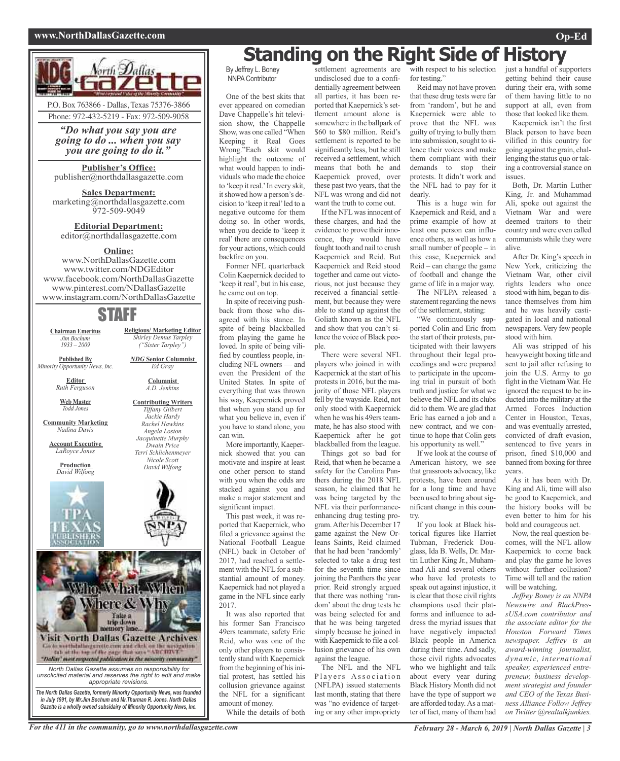North Dallas Gazette

P.O. Box 763866 - Dallas, Texas 75376-3866
Phone: 972-432-5219 - Fax: 972-509-9058

*"Do what you say you are going to do ... when you say you are going to do it."*

**Publisher's Office:**
publisher@northdallasgazette.com

**Sales Department:**
marketing@northdallasgazette.com
972-509-9049

**Editorial Department:**
editor@northdallasgazette.com

**Online:**
www.NorthDallasGazette.com
www.twitter.com/NDGEditor
www.facebook.com/NorthDallasGazette
www.pinterest.com/NDallasGazette
www.instagram.com/NorthDallasGazette

## STAFF

**Chairman Emeritus**
*Jim Bochum*
*1933 – 2009*

**Published By**
*Minority Opportunity News, Inc.*

**Editor**
*Ruth Ferguson*

**Web Master**
*Todd Jones*

**Community Marketing**
*Nadina Davis*

**Account Executive**
*LaRoyce Jones*

**Production**
*David Wilfong*

**Religious/ Marketing Editor**
*Shirley Demus Tarpley*
*("Sister Tarpley")*

***NDG* Senior Columnist**
*Ed Gray*

**Columnist**
*A.D. Jenkins*

**Contributing Writers**
*Tiffany Gilbert*
*Jackie Hardy*
*Rachel Hawkins*
*Angela Loston*
*Jacquinette Murphy*
*Dwain Price*
*Terri Schlichenmeyer*
*Nicole Scott*
*David Wilfong*

Who, What, When Where & Why
Take a trip down memory lane...
Visit North Dallas Gazette Archives
Go to northdallasgazette.com and click on the navigation tab at the top of the page that says "ARCHIVE"
"Dallas' most respected publication in the minority community"

*North Dallas Gazette assumes no responsibility for unsolicited material and reserves the right to edit and make appropriate revisions.*

***The North Dallas Gazette, formerly Minority Opportunity News, was founded in July 1991, by Mr.Jim Bochum and Mr.Thurman R. Jones. North Dallas Gazette is a wholly owned subsidairy of Minority Opportunity News, Inc.***

# Standing on the Right Side of History

By Jeffrey L. Boney
NNPA Contributor

One of the best skits that ever appeared on comedian Dave Chappelle's hit television show, the Chappelle Show, was one called "When Keeping it Real Goes Wrong."Each skit would highlight the outcome of what would happen to individuals who made the choice to 'keep it real.' In every skit, it showed how a person's decision to 'keep it real' led to a negative outcome for them doing so. In other words, when you decide to 'keep it real' there are consequences for your actions, which could backfire on you.

Former NFL quarterback Colin Kaepernick decided to 'keep it real', but in his case, he came out on top.

In spite of receiving pushback from those who disagreed with his stance. In spite of being blackballed from playing the game he loved. In spite of being vilified by countless people, including NFL owners — and even the President of the United States. In spite of everything that was thrown his way, Kaepernick proved that when you stand up for what you believe in, even if you have to stand alone, you can win.

More importantly, Kaepernick showed that you can motivate and inspire at least one other person to stand with you when the odds are stacked against you and make a major statement and significant impact.

This past week, it was reported that Kaepernick, who filed a grievance against the National Football League (NFL) back in October of 2017, had reached a settlement with the NFL for a substantial amount of money. Kaepernick had not played a game in the NFL since early 2017.

It was also reported that his former San Francisco 49ers teammate, safety Eric Reid, who was one of the only other players to consistently stand with Kaepernick from the beginning of his initial protest, has settled his collusion grievance against the NFL for a significant amount of money.

While the details of both settlement agreements are undisclosed due to a confidentially agreement between all parties, it has been reported that Kaepernick's settlement amount alone is somewhere in the ballpark of $60 to $80 million. Reid's settlement is reported to be significantly less, but he still received a settlement, which means that both he and Kaepernick proved, over these past two years, that the NFL was wrong and did not want the truth to come out.

If the NFL was innocent of these charges, and had the evidence to prove their innocence, they would have fought tooth and nail to crush Kaepernick and Reid. But Kaepernick and Reid stood together and came out victorious, not just because they received a financial settlement, but because they were able to stand up against the Goliath known as the NFL and show that you can't silence the voice of Black people.

There were several NFL players who joined in with Kaepernick at the start of his protests in 2016, but the majority of those NFL players fell by the wayside. Reid, not only stood with Kaepernick when he was his 49ers teammate, he has also stood with Kaepernick after he got blackballed from the league.

Things got so bad for Reid, that when he became a safety for the Carolina Panthers during the 2018 NFL season, he claimed that he was being targeted by the NFL via their performance-enhancing drug testing program. After his December 17 game against the New Orleans Saints, Reid claimed that he had been 'randomly' selected to take a drug test for the seventh time since joining the Panthers the year prior. Reid strongly argued that there was nothing 'random' about the drug tests he was being selected for and that he was being targeted simply because he joined in with Kaepernick to file a collusion grievance of his own against the league.

The NFL and the NFL Players Association (NFLPA) issued statements last month, stating that there was "no evidence of targeting or any other impropriety with respect to his selection for testing."

Reid may not have proven that these drug tests were far from 'random', but he and Kaepernick were able to prove that the NFL was guilty of trying to bully them into submission, sought to silence their voices and make them compliant with their demands to stop their protests. It didn't work and the NFL had to pay for it dearly.

This is a huge win for Kaepernick and Reid, and a prime example of how at least one person can influence others, as well as how a small number of people – in this case, Kaepernick and Reid – can change the game of football and change the game of life in a major way.

The NFLPA released a statement regarding the news of the settlement, stating:

"We continuously supported Colin and Eric from the start of their protests, participated with their lawyers throughout their legal proceedings and were prepared to participate in the upcoming trial in pursuit of both truth and justice for what we believe the NFL and its clubs did to them. We are glad that Eric has earned a job and a new contract, and we continue to hope that Colin gets his opportunity as well."

If we look at the course of American history, we see that grassroots advocacy, like protests, have been around for a long time and have been used to bring about significant change in this country.

If you look at Black historical figures like Harriet Tubman, Frederick Douglass, Ida B. Wells, Dr. Martin Luther King Jr., Muhammad Ali and several others who have led protests to speak out against injustice, it is clear that those civil rights champions used their platforms and influence to address the myriad issues that have negatively impacted Black people in America during their time. And sadly, those civil rights advocates who we highlight and talk about every year during Black History Month did not have the type of support we are afforded today. As a matter of fact, many of them had just a handful of supporters getting behind their cause during their era, with some of them having little to no support at all, even from those that looked like them.

Kaepernick isn't the first Black person to have been vilified in this country for going against the grain, challenging the status quo or taking a controversial stance on issues.

Both, Dr. Martin Luther King, Jr. and Muhammad Ali, spoke out against the Vietnam War and were deemed traitors to their country and were even called communists while they were alive.

After Dr. King's speech in New York, criticizing the Vietnam War, other civil rights leaders who once stood with him, began to distance themselves from him and he was heavily castigated in local and national newspapers. Very few people stood with him.

Ali was stripped of his heavyweight boxing title and sent to jail after refusing to join the U.S. Army to go fight in the Vietnam War. He ignored the request to be inducted into the military at the Armed Forces Induction Center in Houston, Texas, and was eventually arrested, convicted of draft evasion, sentenced to five years in prison, fined $10,000 and banned from boxing for three years.

As it has been with Dr. King and Ali, time will also be good to Kaepernick, and the history books will be even better to him for his bold and courageous act.

Now, the real question becomes, will the NFL allow Kaepernick to come back and play the game he loves without further collusion? Time will tell and the nation will be watching.

*Jeffrey Boney is an NNPA Newswire and BlackPressUSA.com contributor and the associate editor for the Houston Forward Times newspaper. Jeffrey is an award-winning journalist, dynamic, international speaker, experienced entrepreneur, business development strategist and founder and CEO of the Texas Business Alliance Follow Jeffrey on Twitter @realtalkjunkies.*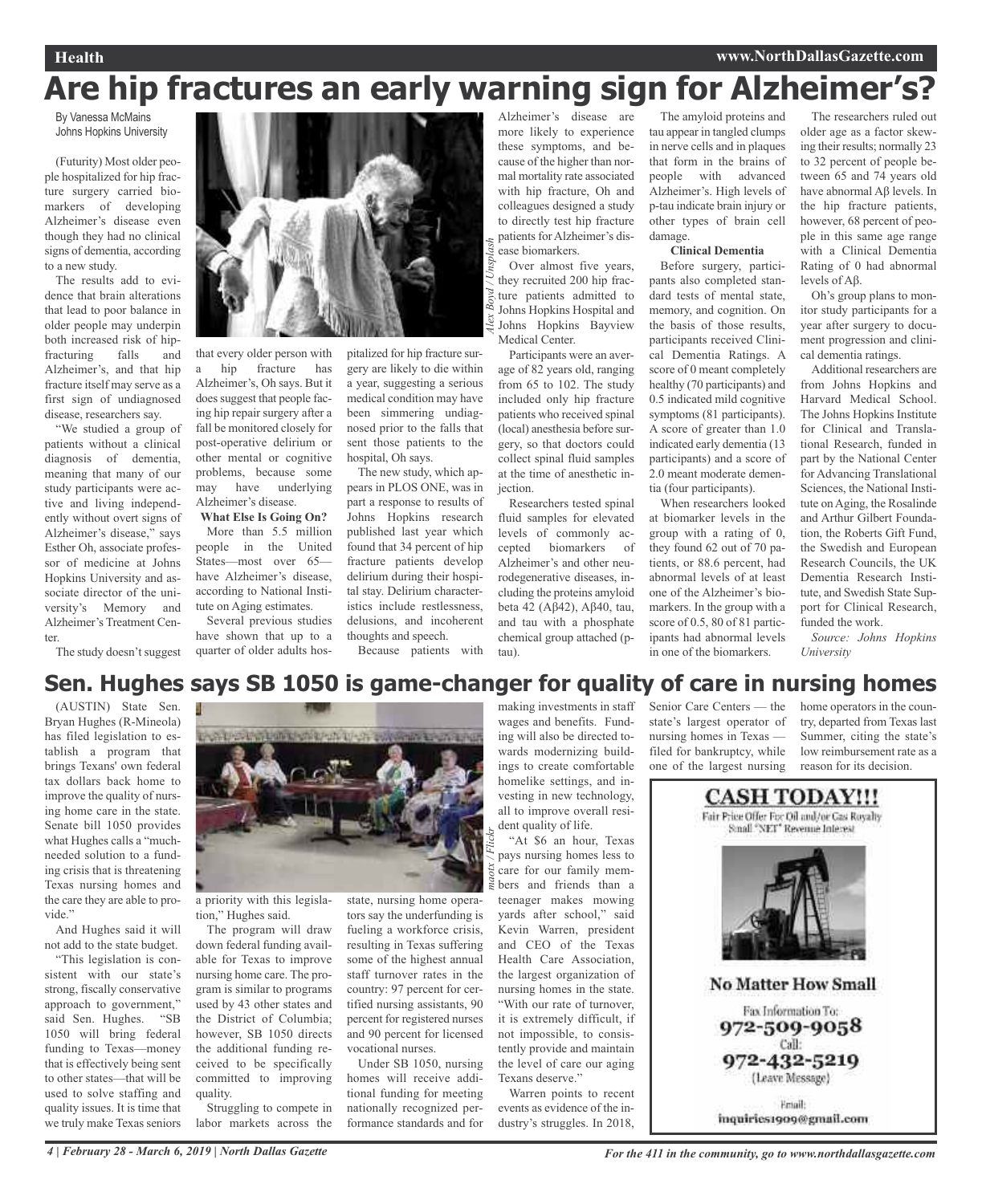# Are hip fractures an early warning sign for Alzheimer's?

By Vanessa McMains
Johns Hopkins University

(Futurity) Most older people hospitalized for hip fracture surgery carried biomarkers of developing Alzheimer's disease even though they had no clinical signs of dementia, according to a new study.

The results add to evidence that brain alterations that lead to poor balance in older people may underpin both increased risk of hip-fracturing falls and Alzheimer's, and that hip fracture itself may serve as a first sign of undiagnosed disease, researchers say.

"We studied a group of patients without a clinical diagnosis of dementia, meaning that many of our study participants were active and living independently without overt signs of Alzheimer's disease," says Esther Oh, associate professor of medicine at Johns Hopkins University and associate director of the university's Memory and Alzheimer's Treatment Center.

The study doesn't suggest that every older person with a hip fracture has Alzheimer's, Oh says. But it does suggest that people facing hip repair surgery after a fall be monitored closely for post-operative delirium or other mental or cognitive problems, because some may have underlying Alzheimer's disease.

**What Else Is Going On?**

More than 5.5 million people in the United States—most over 65—have Alzheimer's disease, according to National Institute on Aging estimates.

Several previous studies have shown that up to a quarter of older adults hospitalized for hip fracture surgery are likely to die within a year, suggesting a serious medical condition may have been simmering undiagnosed prior to the falls that sent those patients to the hospital, Oh says.

The new study, which appears in PLOS ONE, was in part a response to results of Johns Hopkins research published last year which found that 34 percent of hip fracture patients develop delirium during their hospital stay. Delirium characteristics include restlessness, delusions, and incoherent thoughts and speech.

Because patients with Alzheimer's disease are more likely to experience these symptoms, and because of the higher than normal mortality rate associated with hip fracture, Oh and colleagues designed a study to directly test hip fracture patients for Alzheimer's disease biomarkers.

Over almost five years, they recruited 200 hip fracture patients admitted to Johns Hopkins Hospital and Johns Hopkins Bayview Medical Center.

Participants were an average of 82 years old, ranging from 65 to 102. The study included only hip fracture patients who received spinal (local) anesthesia before surgery, so that doctors could collect spinal fluid samples at the time of anesthetic injection.

Researchers tested spinal fluid samples for elevated levels of commonly accepted biomarkers of Alzheimer's and other neurodegenerative diseases, including the proteins amyloid beta 42 (Aβ42), Aβ40, tau, and tau with a phosphate chemical group attached (p-tau).

The amyloid proteins and tau appear in tangled clumps in nerve cells and in plaques that form in the brains of people with advanced Alzheimer's. High levels of p-tau indicate brain injury or other types of brain cell damage.

**Clinical Dementia**

Before surgery, participants also completed standard tests of mental state, memory, and cognition. On the basis of those results, participants received Clinical Dementia Ratings. A score of 0 meant completely healthy (70 participants) and 0.5 indicated mild cognitive symptoms (81 participants). A score of greater than 1.0 indicated early dementia (13 participants) and a score of 2.0 meant moderate dementia (four participants).

When researchers looked at biomarker levels in the group with a rating of 0, they found 62 out of 70 patients, or 88.6 percent, had abnormal levels of at least one of the Alzheimer's biomarkers. In the group with a score of 0.5, 80 of 81 participants had abnormal levels in one of the biomarkers.

The researchers ruled out older age as a factor skewing their results; normally 23 to 32 percent of people between 65 and 74 years old have abnormal Aβ levels. In the hip fracture patients, however, 68 percent of people in this same age range with a Clinical Dementia Rating of 0 had abnormal levels of Aβ.

Oh's group plans to monitor study participants for a year after surgery to document progression and clinical dementia ratings.

Additional researchers are from Johns Hopkins and Harvard Medical School. The Johns Hopkins Institute for Clinical and Translational Research, funded in part by the National Center for Advancing Translational Sciences, the National Institute on Aging, the Rosalinde and Arthur Gilbert Foundation, the Roberts Gift Fund, the Swedish and European Research Councils, the UK Dementia Research Institute, and Swedish State Support for Clinical Research, funded the work.

*Source: Johns Hopkins University*

# Sen. Hughes says SB 1050 is game-changer for quality of care in nursing homes

(AUSTIN) State Sen. Bryan Hughes (R-Mineola) has filed legislation to establish a program that brings Texans' own federal tax dollars back home to improve the quality of nursing home care in the state. Senate bill 1050 provides what Hughes calls a "much-needed solution to a funding crisis that is threatening Texas nursing homes and the care they are able to provide."

And Hughes said it will not add to the state budget.

"This legislation is consistent with our state's strong, fiscally conservative approach to government," said Sen. Hughes. "SB 1050 will bring federal funding to Texas—money that is effectively being sent to other states—that will be used to solve staffing and quality issues. It is time that we truly make Texas seniors a priority with this legislation," Hughes said.

The program will draw down federal funding available for Texas to improve nursing home care. The program is similar to programs used by 43 other states and the District of Columbia; however, SB 1050 directs the additional funding received to be specifically committed to improving quality.

Struggling to compete in labor markets across the state, nursing home operators say the underfunding is fueling a workforce crisis, resulting in Texas suffering some of the highest annual staff turnover rates in the country: 97 percent for certified nursing assistants, 90 percent for registered nurses and 90 percent for licensed vocational nurses.

Under SB 1050, nursing homes will receive additional funding for meeting nationally recognized performance standards and for making investments in staff wages and benefits. Funding will also be directed towards modernizing buildings to create comfortable homelike settings, and investing in new technology, all to improve overall resident quality of life.

"At $6 an hour, Texas pays nursing homes less to care for our family members and friends than a teenager makes mowing yards after school," said Kevin Warren, president and CEO of the Texas Health Care Association, the largest organization of nursing homes in the state. "With our rate of turnover, it is extremely difficult, if not impossible, to consistently provide and maintain the level of care our aging Texans deserve."

Warren points to recent events as evidence of the industry's struggles. In 2018, Senior Care Centers — the state's largest operator of nursing homes in Texas — filed for bankruptcy, while one of the largest nursing home operators in the country, departed from Texas last Summer, citing the state's low reimbursement rate as a reason for its decision.

**CASH TODAY!!!**

Fair Price Offer For Oil and/or Gas Royalty
Small "NET" Revenue Interest

**No Matter How Small**

Fax Information To:
972-509-9058
Call:
972-432-5219
(Leave Message)

Email:
inquiries1909@gmail.com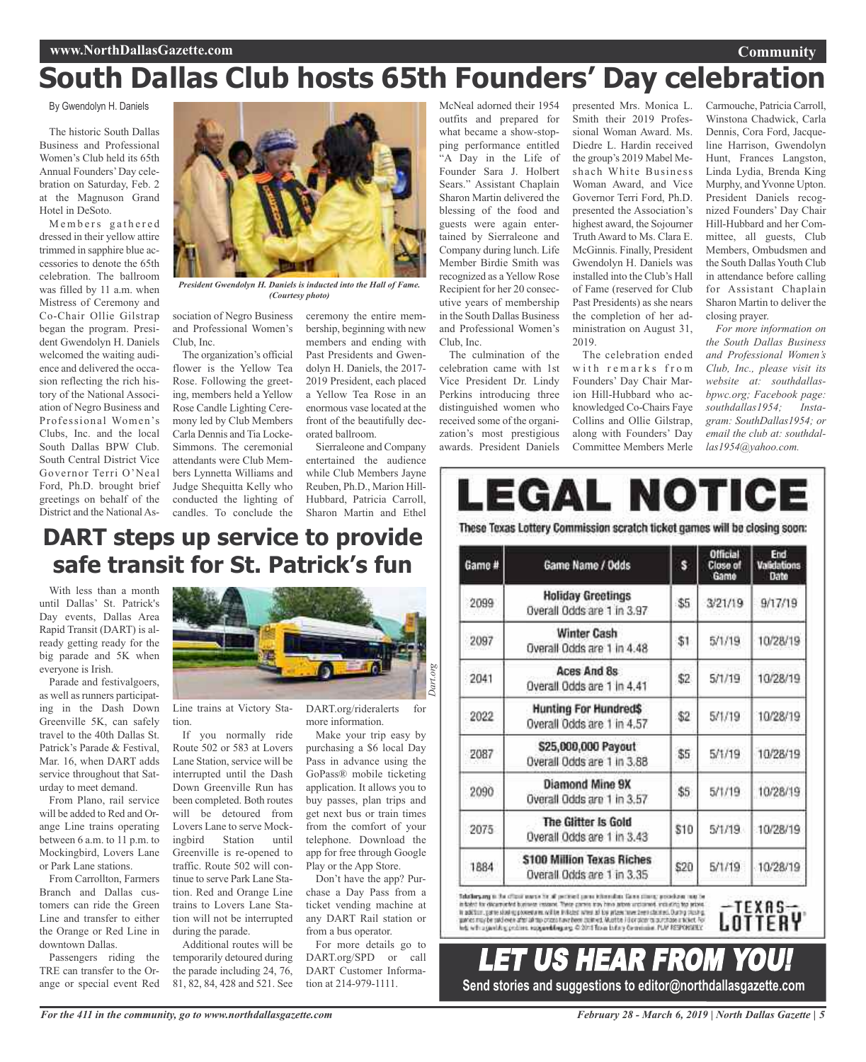# South Dallas Club hosts 65th Founders' Day celebration

By Gwendolyn H. Daniels

The historic South Dallas Business and Professional Women's Club held its 65th Annual Founders' Day celebration on Saturday, Feb. 2 at the Magnuson Grand Hotel in DeSoto.

Members gathered dressed in their yellow attire trimmed in sapphire blue accessories to denote the 65th celebration. The ballroom was filled by 11 a.m. when Mistress of Ceremony and Co-Chair Ollie Gilstrap began the program. President Gwendolyn H. Daniels welcomed the waiting audience and delivered the occasion reflecting the rich history of the National Association of Negro Business and Professional Women's Clubs, Inc. and the local South Dallas BPW Club. South Central District Vice Governor Terri O'Neal Ford, Ph.D. brought brief greetings on behalf of the District and the National Association of Negro Business and Professional Women's Club, Inc.

*President Gwendolyn H. Daniels is inducted into the Hall of Fame. (Courtesy photo)*

The organization's official flower is the Yellow Tea Rose. Following the greeting, members held a Yellow Rose Candle Lighting Ceremony led by Club Members Carla Dennis and Tia Locke-Simmons. The ceremonial attendants were Club Members Lynnetta Williams and Judge Shequitta Kelly who conducted the lighting of candles. To conclude the ceremony the entire membership, beginning with new members and ending with Past Presidents and Gwendolyn H. Daniels, the 2017-2019 President, each placed a Yellow Tea Rose in an enormous vase located at the front of the beautifully decorated ballroom.

Sierraleone and Company entertained the audience while Club Members Jayne Reuben, Ph.D., Marion Hill-Hubbard, Patricia Carroll, Sharon Martin and Ethel McNeal adorned their 1954 outfits and prepared for what became a show-stopping performance entitled "A Day in the Life of Founder Sara J. Holbert Sears." Assistant Chaplain Sharon Martin delivered the blessing of the food and guests were again entertained by Sierraleone and Company during lunch. Life Member Birdie Smith was recognized as a Yellow Rose Recipient for her 20 consecutive years of membership in the South Dallas Business and Professional Women's Club, Inc.

The culmination of the celebration came with 1st Vice President Dr. Lindy Perkins introducing three distinguished women who received some of the organization's most prestigious awards. President Daniels presented Mrs. Monica L. Smith their 2019 Professional Woman Award. Ms. Diedre L. Hardin received the group's 2019 Mabel Meshach White Business Woman Award, and Vice Governor Terri Ford, Ph.D. presented the Association's highest award, the Sojourner Truth Award to Ms. Clara E. McGinnis. Finally, President Gwendolyn H. Daniels was installed into the Club's Hall of Fame (reserved for Club Past Presidents) as she nears the completion of her administration on August 31, 2019.

The celebration ended with remarks from Founders' Day Chair Marion Hill-Hubbard who acknowledged Co-Chairs Faye Collins and Ollie Gilstrap, along with Founders' Day Committee Members Merle Carmouche, Patricia Carroll, Winstona Chadwick, Carla Dennis, Cora Ford, Jacqueline Harrison, Gwendolyn Hunt, Frances Langston, Linda Lydia, Brenda King Murphy, and Yvonne Upton. President Daniels recognized Founders' Day Chair Hill-Hubbard and her Committee, all guests, Club Members, Ombudsmen and the South Dallas Youth Club in attendance before calling for Assistant Chaplain Sharon Martin to deliver the closing prayer.

*For more information on the South Dallas Business and Professional Women's Club, Inc., please visit its website at: southdallasbpwc.org; Facebook page: southdallas1954; Instagram: SouthDallas1954; or email the club at: southdallas1954@yahoo.com.*

# DART steps up service to provide safe transit for St. Patrick's fun

With less than a month until Dallas' St. Patrick's Day events, Dallas Area Rapid Transit (DART) is already getting ready for the big parade and 5K when everyone is Irish.

Parade and festivalgoers, as well as runners participating in the Dash Down Greenville 5K, can safely travel to the 40th Dallas St. Patrick's Parade & Festival, Mar. 16, when DART adds service throughout that Saturday to meet demand.

From Plano, rail service will be added to Red and Orange Line trains operating between 6 a.m. to 11 p.m. to Mockingbird, Lovers Lane or Park Lane stations.

From Carrollton, Farmers Branch and Dallas customers can ride the Green Line and transfer to either the Orange or Red Line in downtown Dallas.

Passengers riding the TRE can transfer to the Orange or special event Red Line trains at Victory Station.

*Dart.org*

If you normally ride Route 502 or 583 at Lovers Lane Station, service will be interrupted until the Dash Down Greenville Run has been completed. Both routes will be detoured from Lovers Lane to serve Mockingbird Station until Greenville is re-opened to traffic. Route 502 will continue to serve Park Lane Station. Red and Orange Line trains to Lovers Lane Station will not be interrupted during the parade.

Additional routes will be temporarily detoured during the parade including 24, 76, 81, 82, 84, 428 and 521. See DART.org/rideralerts for more information.

Make your trip easy by purchasing a $6 local Day Pass in advance using the GoPass® mobile ticketing application. It allows you to buy passes, plan trips and get next bus or train times from the comfort of your telephone. Download the app for free through Google Play or the App Store.

Don't have the app? Purchase a Day Pass from a ticket vending machine at any DART Rail station or from a bus operator.

For more details go to DART.org/SPD or call DART Customer Information at 214-979-1111.

# LEGAL NOTICE

**These Texas Lottery Commission scratch ticket games will be closing soon:**

| Game # | Game Name / Odds | $ | Official Close of Game | End Validations Date |
|---|---|---|---|---|
| 2099 | **Holiday Greetings** Overall Odds are 1 in 3.97 | $5 | 3/21/19 | 9/17/19 |
| 2097 | **Winter Cash** Overall Odds are 1 in 4.48 | $1 | 5/1/19 | 10/28/19 |
| 2041 | **Aces And 8s** Overall Odds are 1 in 4.41 | $2 | 5/1/19 | 10/28/19 |
| 2022 | **Hunting For Hundred$** Overall Odds are 1 in 4.57 | $2 | 5/1/19 | 10/28/19 |
| 2087 | **$25,000,000 Payout** Overall Odds are 1 in 3.88 | $5 | 5/1/19 | 10/28/19 |
| 2090 | **Diamond Mine 9X** Overall Odds are 1 in 3.57 | $5 | 5/1/19 | 10/28/19 |
| 2075 | **The Glitter Is Gold** Overall Odds are 1 in 3.43 | $10 | 5/1/19 | 10/28/19 |
| 1884 | **$100 Million Texas Riches** Overall Odds are 1 in 3.35 | $20 | 5/1/19 | 10/28/19 |

TEXAS LOTTERY

# LET US HEAR FROM YOU!

**Send stories and suggestions to editor@northdallasgazette.com**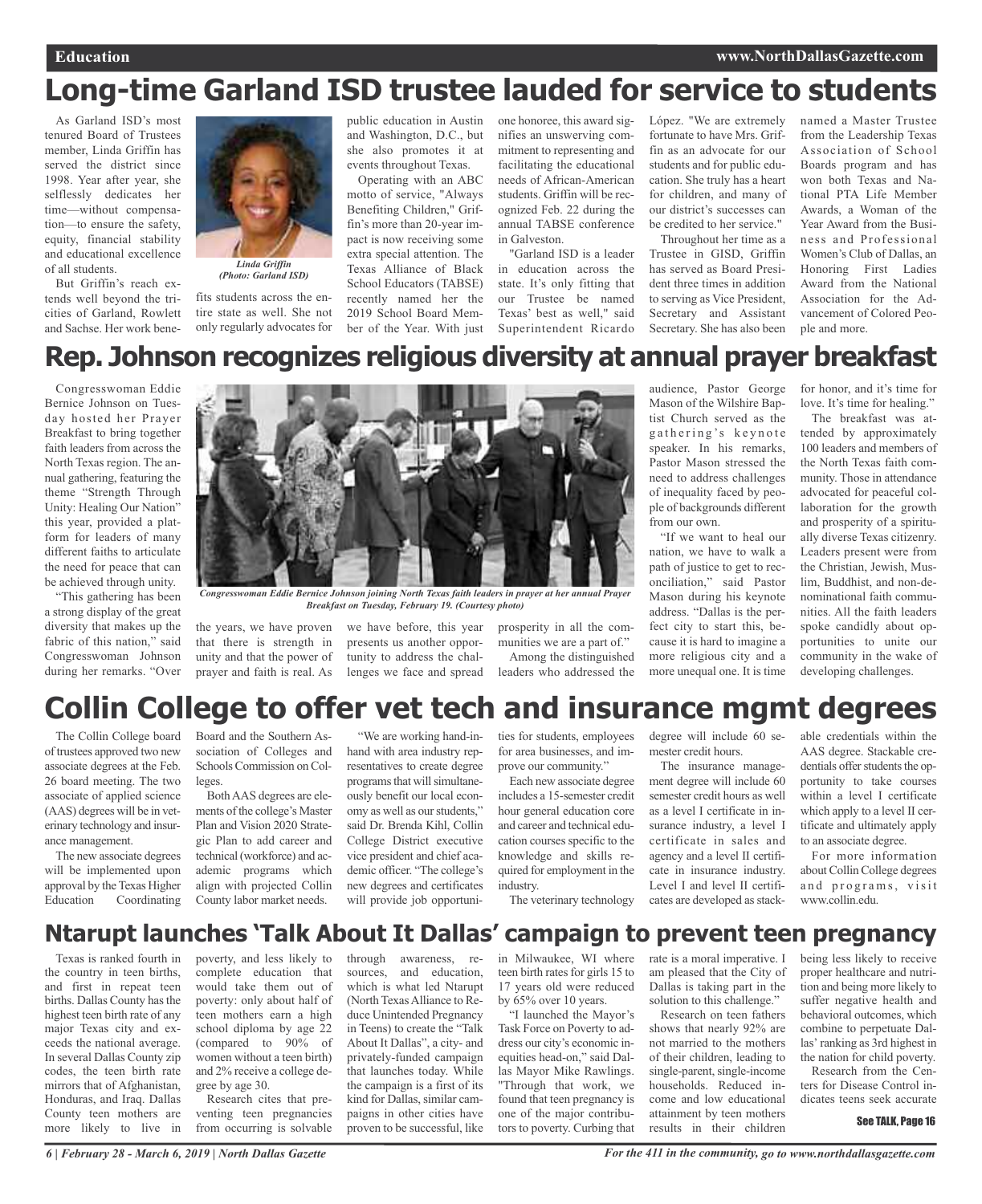# Long-time Garland ISD trustee lauded for service to students

As Garland ISD's most tenured Board of Trustees member, Linda Griffin has served the district since 1998. Year after year, she selflessly dedicates her time—without compensation—to ensure the safety, equity, financial stability and educational excellence of all students.

*Linda Griffin (Photo: Garland ISD)*

But Griffin's reach extends well beyond the tri-cities of Garland, Rowlett and Sachse. Her work benefits students across the entire state as well. She not only regularly advocates for public education in Austin and Washington, D.C., but she also promotes it at events throughout Texas.

Operating with an ABC motto of service, "Always Benefiting Children," Griffin's more than 20-year impact is now receiving some extra special attention. The Texas Alliance of Black School Educators (TABSE) recently named her the 2019 School Board Member of the Year. With just one honoree, this award signifies an unswerving commitment to representing and facilitating the educational needs of African-American students. Griffin will be recognized Feb. 22 during the annual TABSE conference in Galveston.

"Garland ISD is a leader in education across the state. It's only fitting that our Trustee be named Texas' best as well," said Superintendent Ricardo López. "We are extremely fortunate to have Mrs. Griffin as an advocate for our students and for public education. She truly has a heart for children, and many of our district's successes can be credited to her service."

Throughout her time as a Trustee in GISD, Griffin has served as Board President three times in addition to serving as Vice President, Secretary and Assistant Secretary. She has also been named a Master Trustee from the Leadership Texas Association of School Boards program and has won both Texas and National PTA Life Member Awards, a Woman of the Year Award from the Business and Professional Women's Club of Dallas, an Honoring First Ladies Award from the National Association for the Advancement of Colored People and more.

# Rep. Johnson recognizes religious diversity at annual prayer breakfast

Congresswoman Eddie Bernice Johnson on Tuesday hosted her Prayer Breakfast to bring together faith leaders from across the North Texas region. The annual gathering, featuring the theme "Strength Through Unity: Healing Our Nation" this year, provided a platform for leaders of many different faiths to articulate the need for peace that can be achieved through unity.

*Congresswoman Eddie Bernice Johnson joining North Texas faith leaders in prayer at her annual Prayer Breakfast on Tuesday, February 19. (Courtesy photo)*

"This gathering has been a strong display of the great diversity that makes up the fabric of this nation," said Congresswoman Johnson during her remarks. "Over the years, we have proven that there is strength in unity and that the power of prayer and faith is real. As we have before, this year presents us another opportunity to address the challenges we face and spread prosperity in all the communities we are a part of."

Among the distinguished leaders who addressed the audience, Pastor George Mason of the Wilshire Baptist Church served as the gathering's keynote speaker. In his remarks, Pastor Mason stressed the need to address challenges of inequality faced by people of backgrounds different from our own.

"If we want to heal our nation, we have to walk a path of justice to get to reconciliation," said Pastor Mason during his keynote address. "Dallas is the perfect city to start this, because it is hard to imagine a more religious city and a more unequal one. It is time for honor, and it's time for love. It's time for healing."

The breakfast was attended by approximately 100 leaders and members of the North Texas faith community. Those in attendance advocated for peaceful collaboration for the growth and prosperity of a spiritually diverse Texas citizenry. Leaders present were from the Christian, Jewish, Muslim, Buddhist, and non-denominational faith communities. All the faith leaders spoke candidly about opportunities to unite our community in the wake of developing challenges.

# Collin College to offer vet tech and insurance mgmt degrees

The Collin College board of trustees approved two new associate degrees at the Feb. 26 board meeting. The two associate of applied science (AAS) degrees will be in veterinary technology and insurance management.

The new associate degrees will be implemented upon approval by the Texas Higher Education Coordinating Board and the Southern Association of Colleges and Schools Commission on Colleges.

Both AAS degrees are elements of the college's Master Plan and Vision 2020 Strategic Plan to add career and technical (workforce) and academic programs which align with projected Collin County labor market needs.

"We are working hand-in-hand with area industry representatives to create degree programs that will simultaneously benefit our local economy as well as our students," said Dr. Brenda Kihl, Collin College District executive vice president and chief academic officer. "The college's new degrees and certificates will provide job opportunities for students, employees for area businesses, and improve our community."

Each new associate degree includes a 15-semester credit hour general education core and career and technical education courses specific to the knowledge and skills required for employment in the industry.

The veterinary technology degree will include 60 semester credit hours.

The insurance management degree will include 60 semester credit hours as well as a level I certificate in insurance industry, a level I certificate in sales and agency and a level II certificate in insurance industry. Level I and level II certificates are developed as stackable credentials within the AAS degree. Stackable credentials offer students the opportunity to take courses within a level I certificate which apply to a level II certificate and ultimately apply to an associate degree.

For more information about Collin College degrees and programs, visit www.collin.edu.

# Ntarupt launches 'Talk About It Dallas' campaign to prevent teen pregnancy

Texas is ranked fourth in the country in teen births, and first in repeat teen births. Dallas County has the highest teen birth rate of any major Texas city and exceeds the national average. In several Dallas County zip codes, the teen birth rate mirrors that of Afghanistan, Honduras, and Iraq. Dallas County teen mothers are more likely to live in poverty, and less likely to complete education that would take them out of poverty: only about half of teen mothers earn a high school diploma by age 22 (compared to 90% of women without a teen birth) and 2% receive a college degree by age 30.

Research cites that preventing teen pregnancies from occurring is solvable through awareness, resources, and education, which is what led Ntarupt (North Texas Alliance to Reduce Unintended Pregnancy in Teens) to create the "Talk About It Dallas", a city- and privately-funded campaign that launches today. While the campaign is a first of its kind for Dallas, similar campaigns in other cities have proven to be successful, like in Milwaukee, WI where teen birth rates for girls 15 to 17 years old were reduced by 65% over 10 years.

"I launched the Mayor's Task Force on Poverty to address our city's economic inequities head-on," said Dallas Mayor Mike Rawlings. "Through that work, we found that teen pregnancy is one of the major contributors to poverty. Curbing that rate is a moral imperative. I am pleased that the City of Dallas is taking part in the solution to this challenge."

Research on teen fathers shows that nearly 92% are not married to the mothers of their children, leading to single-parent, single-income households. Reduced income and low educational attainment by teen mothers results in their children being less likely to receive proper healthcare and nutrition and being more likely to suffer negative health and behavioral outcomes, which combine to perpetuate Dallas' ranking as 3rd highest in the nation for child poverty.

Research from the Centers for Disease Control indicates teens seek accurate

**See TALK, Page 16**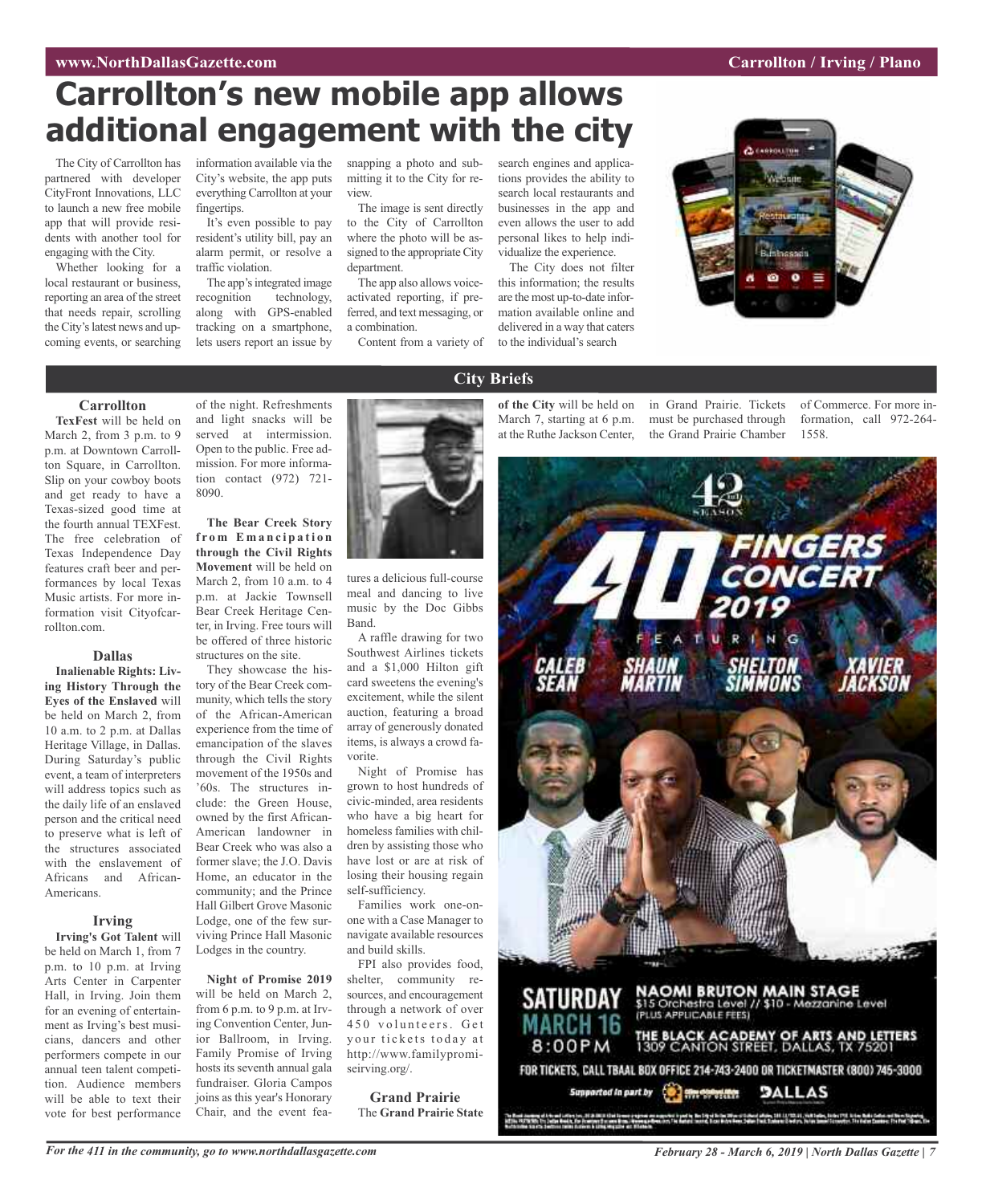# Carrollton's new mobile app allows additional engagement with the city

The City of Carrollton has partnered with developer CityFront Innovations, LLC to launch a new free mobile app that will provide residents with another tool for engaging with the City.

Whether looking for a local restaurant or business, reporting an area of the street that needs repair, scrolling the City's latest news and upcoming events, or searching information available via the City's website, the app puts everything Carrollton at your fingertips.

It's even possible to pay resident's utility bill, pay an alarm permit, or resolve a traffic violation.

The app's integrated image recognition technology, along with GPS-enabled tracking on a smartphone, lets users report an issue by snapping a photo and submitting it to the City for review.

The image is sent directly to the City of Carrollton where the photo will be assigned to the appropriate City department.

The app also allows voice-activated reporting, if preferred, and text messaging, or a combination.

Content from a variety of search engines and applications provides the ability to search local restaurants and businesses in the app and even allows the user to add personal likes to help individualize the experience.

The City does not filter this information; the results are the most up-to-date information available online and delivered in a way that caters to the individual's search

## City Briefs

### Carrollton

**TexFest** will be held on March 2, from 3 p.m. to 9 p.m. at Downtown Carrollton Square, in Carrollton. Slip on your cowboy boots and get ready to have a Texas-sized good time at the fourth annual TEXFest. The free celebration of Texas Independence Day features craft beer and performances by local Texas Music artists. For more information visit Cityofcarrollton.com.

### Dallas

**Inalienable Rights: Living History Through the Eyes of the Enslaved** will be held on March 2, from 10 a.m. to 2 p.m. at Dallas Heritage Village, in Dallas. During Saturday's public event, a team of interpreters will address topics such as the daily life of an enslaved person and the critical need to preserve what is left of the structures associated with the enslavement of Africans and African-Americans.

### Irving

**Irving's Got Talent** will be held on March 1, from 7 p.m. to 10 p.m. at Irving Arts Center in Carpenter Hall, in Irving. Join them for an evening of entertainment as Irving's best musicians, dancers and other performers compete in our annual teen talent competition. Audience members will be able to text their vote for best performance of the night. Refreshments and light snacks will be served at intermission. Open to the public. Free admission. For more information contact (972) 721-8090.

**The Bear Creek Story from Emancipation through the Civil Rights Movement** will be held on March 2, from 10 a.m. to 4 p.m. at Jackie Townsell Bear Creek Heritage Center, in Irving. Free tours will be offered of three historic structures on the site.

They showcase the history of the Bear Creek community, which tells the story of the African-American experience from the time of emancipation of the slaves through the Civil Rights movement of the 1950s and '60s. The structures include: the Green House, owned by the first African-American landowner in Bear Creek who was also a former slave; the J.O. Davis Home, an educator in the community; and the Prince Hall Gilbert Grove Masonic Lodge, one of the few surviving Prince Hall Masonic Lodges in the country.

**Night of Promise 2019** will be held on March 2, from 6 p.m. to 9 p.m. at Irving Convention Center, Junior Ballroom, in Irving. Family Promise of Irving hosts its seventh annual gala fundraiser. Gloria Campos joins as this year's Honorary Chair, and the event features a delicious full-course meal and dancing to live music by the Doc Gibbs Band.

A raffle drawing for two Southwest Airlines tickets and a $1,000 Hilton gift card sweetens the evening's excitement, while the silent auction, featuring a broad array of generously donated items, is always a crowd favorite.

Night of Promise has grown to host hundreds of civic-minded, area residents who have a big heart for homeless families with children by assisting those who have lost or are at risk of losing their housing regain self-sufficiency.

Families work one-on-one with a Case Manager to navigate available resources and build skills.

FPI also provides food, shelter, community resources, and encouragement through a network of over 450 volunteers. Get your tickets today at http://www.familypromiseirving.org/.

### Grand Prairie

The **Grand Prairie State of the City** will be held on March 7, starting at 6 p.m. at the Ruthe Jackson Center, in Grand Prairie. Tickets must be purchased through the Grand Prairie Chamber of Commerce. For more information, call 972-264-1558.

42nd Season

**40 FINGERS CONCERT 2019**

FEATURING CALEB SEAN, SHAUN MARTIN, SHELTON SIMMONS, XAVIER JACKSON

SATURDAY MARCH 16 8:00PM

NAOMI BRUTON MAIN STAGE
$15 Orchestra Level // $10 - Mezzanine Level
(PLUS APPLICABLE FEES)

THE BLACK ACADEMY OF ARTS AND LETTERS
1309 CANTON STREET, DALLAS, TX 75201

FOR TICKETS, CALL TBAAL BOX OFFICE 214-743-2400 OR TICKETMASTER (800) 745-3000

Supported in part by DALLAS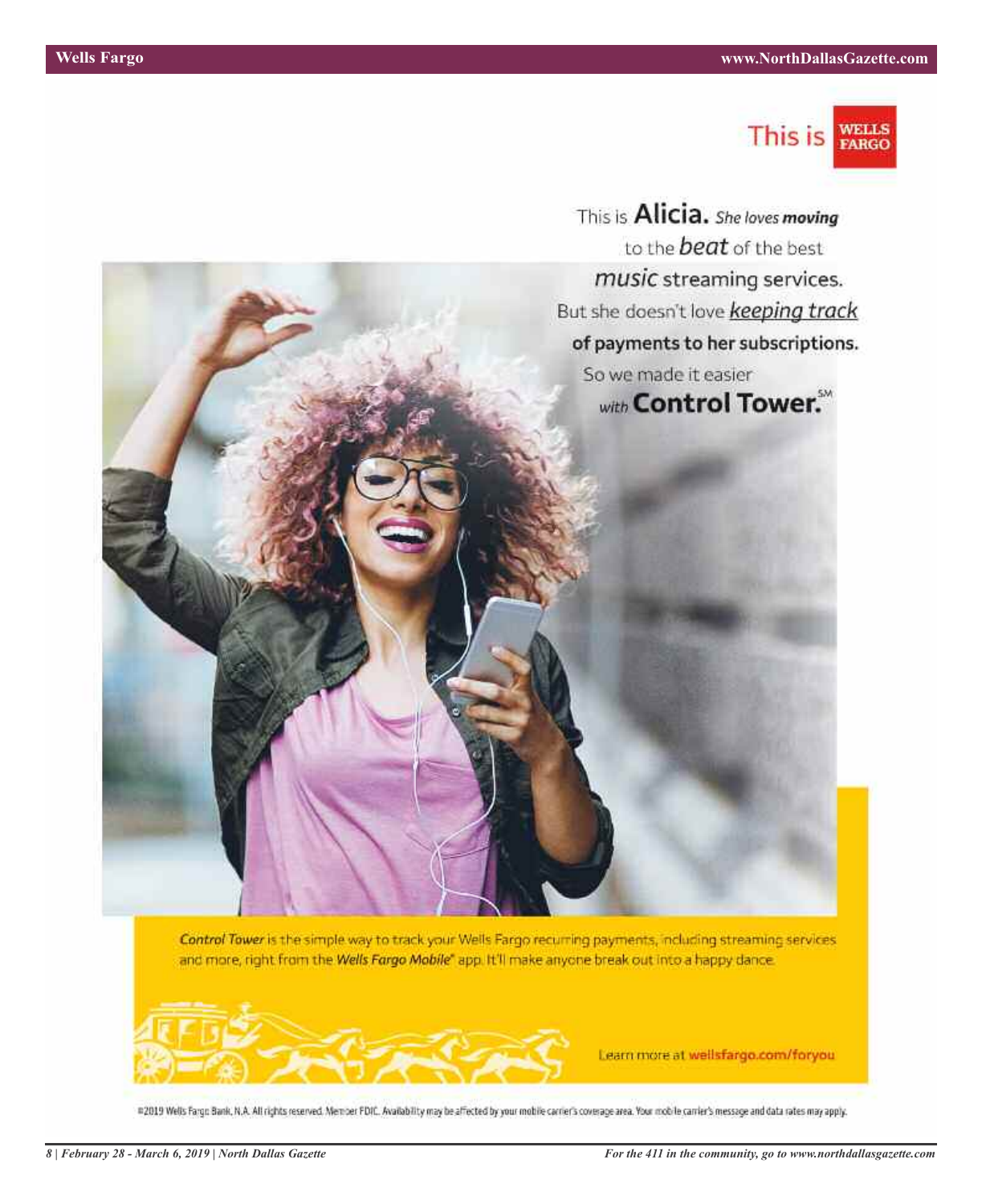This is WELLS FARGO

This is **Alicia.** *She loves **moving*** to the ***beat*** of the best *music* streaming services. But she doesn't love ***keeping track*** **of payments to her subscriptions.** So we made it easier *with* **Control Tower.**℠

***Control Tower*** is the simple way to track your Wells Fargo recurring payments, including streaming services and more, right from the ***Wells Fargo Mobile***® app. It'll make anyone break out into a happy dance.

Learn more at **wellsfargo.com/foryou**

©2019 Wells Fargo Bank, N.A. All rights reserved. Member FDIC. Availability may be affected by your mobile carrier's coverage area. Your mobile carrier's message and data rates may apply.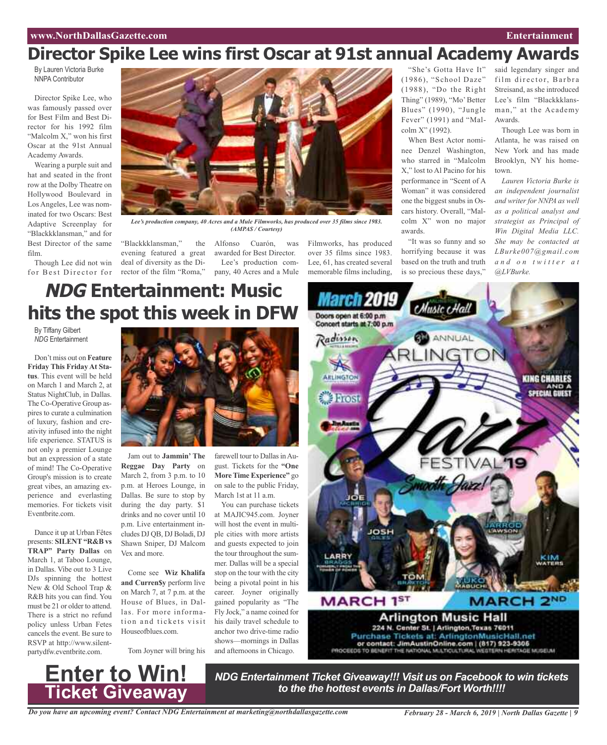# Director Spike Lee wins first Oscar at 91st annual Academy Awards

By Lauren Victoria Burke
NNPA Contributor

Director Spike Lee, who was famously passed over for Best Film and Best Director for his 1992 film "Malcolm X," won his first Oscar at the 91st Annual Academy Awards.

Wearing a purple suit and hat and seated in the front row at the Dolby Theatre on Hollywood Boulevard in Los Angeles, Lee was nominated for two Oscars: Best Adaptive Screenplay for "Blackkklansman," and for Best Director of the same film.

Though Lee did not win for Best Director for "Blackkklansman," the evening featured a great deal of diversity as the Director of the film "Roma," Alfonso Cuarón, was awarded for Best Director.

*Lee's production company, 40 Acres and a Mule Filmworks, has produced over 35 films since 1983. (AMPAS / Courtesy)*

Lee's production company, 40 Acres and a Mule Filmworks, has produced over 35 films since 1983. Lee, 61, has created several memorable films including, "She's Gotta Have It" (1986), "School Daze" (1988), "Do the Right Thing" (1989), "Mo' Better Blues" (1990), "Jungle Fever" (1991) and "Malcolm X" (1992).

When Best Actor nominee Denzel Washington, who starred in "Malcolm X," lost to Al Pacino for his performance in "Scent of A Woman" it was considered one the biggest snubs in Oscars history. Overall, "Malcolm X" won no major awards.

"It was so funny and so horrifying because it was based on the truth and truth is so precious these days," said legendary singer and film director, Barbra Streisand, as she introduced Lee's film "Blackkklansman," at the Academy Awards.

Though Lee was born in Atlanta, he was raised on New York and has made Brooklyn, NY his hometown.

*Lauren Victoria Burke is an independent journalist and writer for NNPA as well as a political analyst and strategist as Principal of Win Digital Media LLC. She may be contacted at LBurke007@gmail.com and on twitter at @LVBurke.*

# *NDG* Entertainment: Music hits the spot this week in DFW

By Tiffany Gilbert
*NDG* Entertainment

Don't miss out on **Feature Friday This Friday At Status**. This event will be held on March 1 and March 2, at Status NightClub, in Dallas. The Co-Operative Group aspires to curate a culmination of luxury, fashion and creativity infused into the night life experience. STATUS is not only a premier Lounge but an expression of a state of mind! The Co-Operative Group's mission is to create great vibes, an amazing experience and everlasting memories. For tickets visit Eventbrite.com.

Dance it up at Urban Fêtes presents: **SILENT "R&B vs TRAP" Party Dallas** on March 1, at Taboo Lounge, in Dallas. Vibe out to 3 Live DJs spinning the hottest New & Old School Trap & R&B hits you can find. You must be 21 or older to attend. There is a strict no refund policy unless Urban Fetes cancels the event. Be sure to RSVP at http://www.silentpartydfw.eventbrite.com.

Jam out to **Jammin' The Reggae Day Party** on March 2, from 3 p.m. to 10 p.m. at Heroes Lounge, in Dallas. Be sure to stop by during the day party. $1 drinks and no cover until 10 p.m. Live entertainment includes DJ QB, DJ Boladi, DJ Shawn Sniper, DJ Malcom Vex and more.

Come see **Wiz Khalifa and Curren$y** perform live on March 7, at 7 p.m. at the House of Blues, in Dallas. For more information and tickets visit Houseofblues.com.

Tom Joyner will bring his farewell tour to Dallas in August. Tickets for the **"One More Time Experience"** go on sale to the public Friday, March 1st at 11 a.m.

You can purchase tickets at MAJIC945.com. Joyner will host the event in multiple cities with more artists and guests expected to join the tour throughout the summer. Dallas will be a special stop on the tour with the city being a pivotal point in his career. Joyner originally gained popularity as "The Fly Jock," a name coined for his daily travel schedule to anchor two drive-time radio shows—mornings in Dallas and afternoons in Chicago.

# Enter to Win! Ticket Giveaway

***NDG Entertainment Ticket Giveaway!!! Visit us on Facebook to win tickets to the the hottest events in Dallas/Fort Worth!!!!***

***Do you have an upcoming event? Contact NDG Entertainment at marketing@northdallasgazette.com***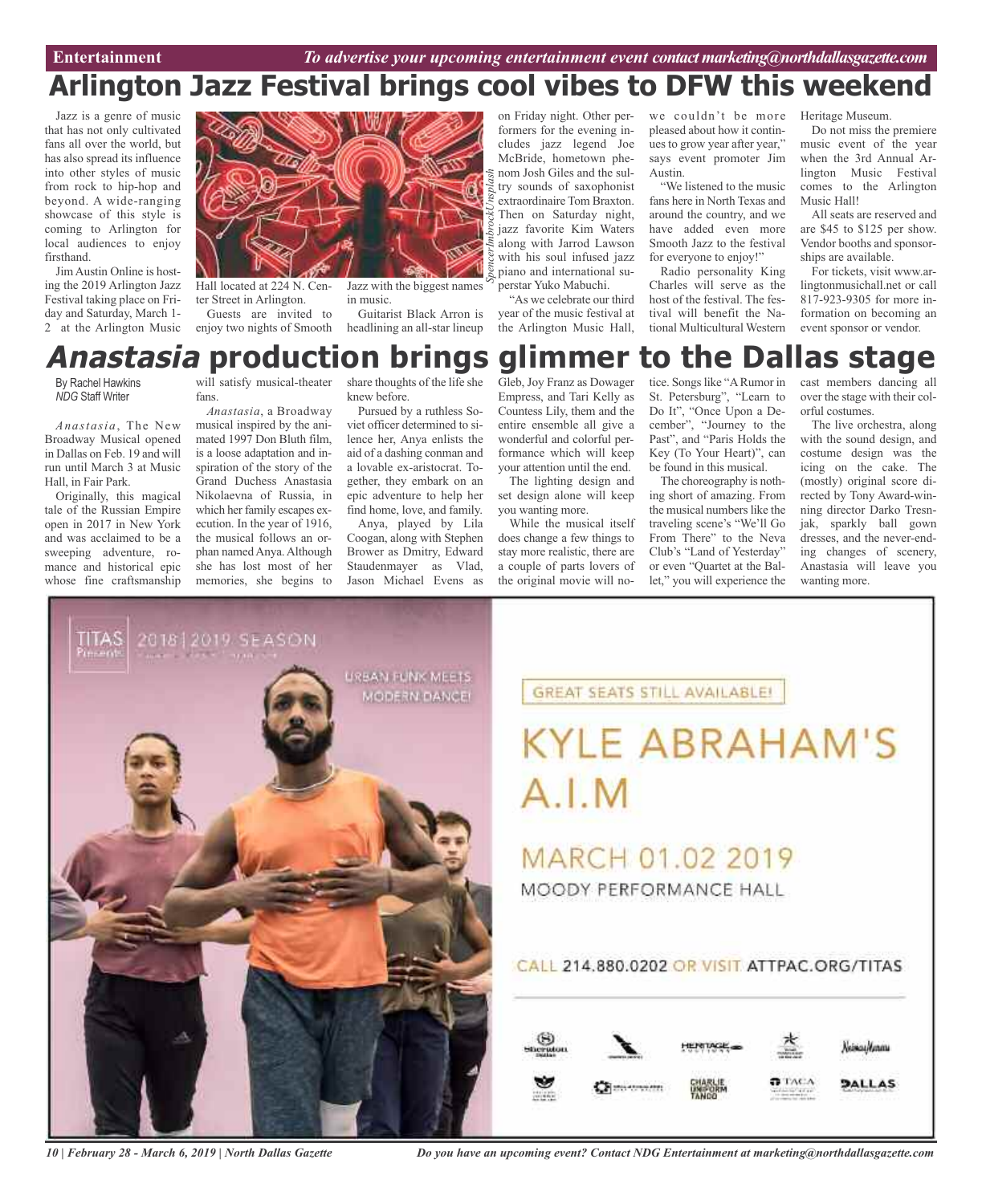# Arlington Jazz Festival brings cool vibes to DFW this weekend

Jazz is a genre of music that has not only cultivated fans all over the world, but has also spread its influence into other styles of music from rock to hip-hop and beyond. A wide-ranging showcase of this style is coming to Arlington for local audiences to enjoy firsthand.

Jim Austin Online is hosting the 2019 Arlington Jazz Festival taking place on Friday and Saturday, March 1-2 at the Arlington Music Hall located at 224 N. Center Street in Arlington.

Guests are invited to enjoy two nights of Smooth Jazz with the biggest names in music.

Guitarist Black Arron is headlining an all-star lineup on Friday night. Other performers for the evening includes jazz legend Joe McBride, hometown phenom Josh Giles and the sultry sounds of saxophonist extraordinaire Tom Braxton. Then on Saturday night, jazz favorite Kim Waters along with Jarrod Lawson with his soul infused jazz piano and international superstar Yuko Mabuchi.

*SpencerImbrockUnsplash*

"As we celebrate our third year of the music festival at the Arlington Music Hall, we couldn't be more pleased about how it continues to grow year after year," says event promoter Jim Austin.

"We listened to the music fans here in North Texas and around the country, and we have added even more Smooth Jazz to the festival for everyone to enjoy!"

Radio personality King Charles will serve as the host of the festival. The festival will benefit the National Multicultural Western Heritage Museum.

Do not miss the premiere music event of the year when the 3rd Annual Arlington Music Festival comes to the Arlington Music Hall!

All seats are reserved and are $45 to $125 per show. Vendor booths and sponsorships are available.

For tickets, visit www.arlingtonmusichall.net or call 817-923-9305 for more information on becoming an event sponsor or vendor.

# *Anastasia* production brings glimmer to the Dallas stage

By Rachel Hawkins
*NDG* Staff Writer

*Anastasia*, The New Broadway Musical opened in Dallas on Feb. 19 and will run until March 3 at Music Hall, in Fair Park.

Originally, this magical tale of the Russian Empire open in 2017 in New York and was acclaimed to be a sweeping adventure, romance and historical epic whose fine craftsmanship will satisfy musical-theater fans.

*Anastasia*, a Broadway musical inspired by the animated 1997 Don Bluth film, is a loose adaptation and inspiration of the story of the Grand Duchess Anastasia Nikolaevna of Russia, in which her family escapes execution. In the year of 1916, the musical follows an orphan named Anya. Although she has lost most of her memories, she begins to share thoughts of the life she knew before.

Pursued by a ruthless Soviet officer determined to silence her, Anya enlists the aid of a dashing conman and a lovable ex-aristocrat. Together, they embark on an epic adventure to help her find home, love, and family.

Anya, played by Lila Coogan, along with Stephen Brower as Dmitry, Edward Staudenmayer as Vlad, Jason Michael Evens as Gleb, Joy Franz as Dowager Empress, and Tari Kelly as Countess Lily, them and the entire ensemble all give a wonderful and colorful performance which will keep your attention until the end.

The lighting design and set design alone will keep you wanting more.

While the musical itself does change a few things to stay more realistic, there are a couple of parts lovers of the original movie will notice. Songs like "A Rumor in St. Petersburg", "Learn to Do It", "Once Upon a December", "Journey to the Past", and "Paris Holds the Key (To Your Heart)", can be found in this musical.

The choreography is nothing short of amazing. From the musical numbers like the traveling scene's "We'll Go From There" to the Neva Club's "Land of Yesterday" or even "Quartet at the Ballet," you will experience the cast members dancing all over the stage with their colorful costumes.

The live orchestra, along with the sound design, and costume design was the icing on the cake. The (mostly) original score directed by Tony Award-winning director Darko Tresnjak, sparkly ball gown dresses, and the never-ending changes of scenery, Anastasia will leave you wanting more.

TITAS Presents 2018 | 2019 SEASON

URBAN FUNK MEETS MODERN DANCE!

GREAT SEATS STILL AVAILABLE!

KYLE ABRAHAM'S A.I.M

MARCH 01.02 2019
MOODY PERFORMANCE HALL

CALL 214.880.0202 OR VISIT ATTPAC.ORG/TITAS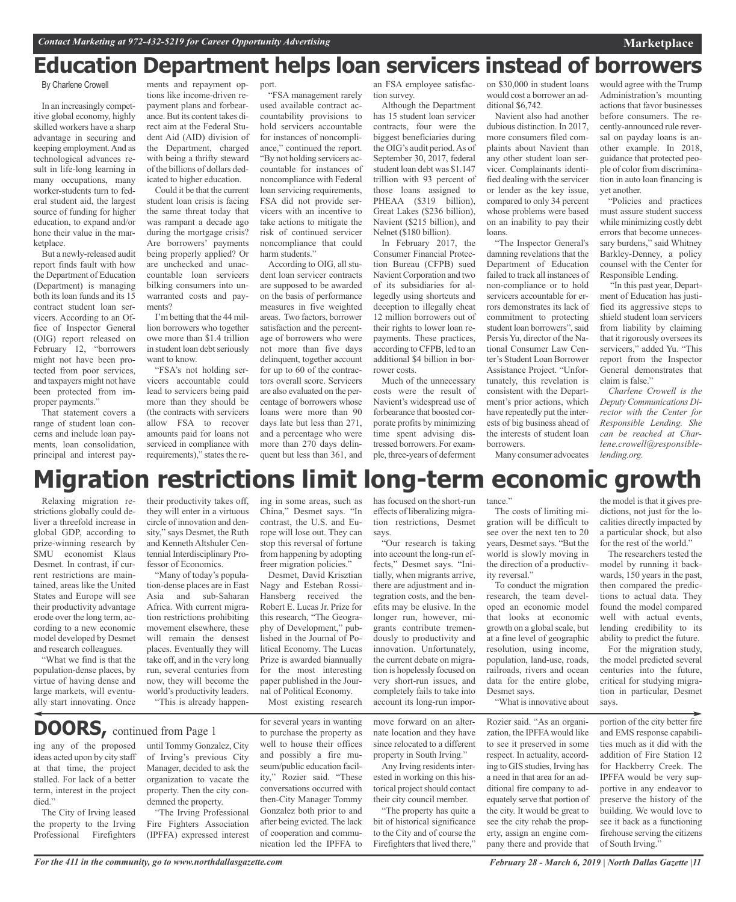# Education Department helps loan servicers instead of borrowers

By Charlene Crowell

In an increasingly competitive global economy, highly skilled workers have a sharp advantage in securing and keeping employment. And as technological advances result in life-long learning in many occupations, many worker-students turn to federal student aid, the largest source of funding for higher education, to expand and/or hone their value in the marketplace.

But a newly-released audit report finds fault with how the Department of Education (Department) is managing both its loan funds and its 15 contract student loan servicers. According to an Office of Inspector General (OIG) report released on February 12, "borrowers might not have been protected from poor services, and taxpayers might not have been protected from improper payments."

That statement covers a range of student loan concerns and include loan payments, loan consolidation, principal and interest payments and repayment options like income-driven repayment plans and forbearance. But its content takes direct aim at the Federal Student Aid (AID) division of the Department, charged with being a thrifty steward of the billions of dollars dedicated to higher education.

Could it be that the current student loan crisis is facing the same threat today that was rampant a decade ago during the mortgage crisis? Are borrowers' payments being properly applied? Or are unchecked and unaccountable loan servicers bilking consumers into unwarranted costs and payments?

I'm betting that the 44 million borrowers who together owe more than $1.4 trillion in student loan debt seriously want to know.

"FSA's not holding servicers accountable could lead to servicers being paid more than they should be (the contracts with servicers allow FSA to recover amounts paid for loans not serviced in compliance with requirements)," states the report.

"FSA management rarely used available contract accountability provisions to hold servicers accountable for instances of noncompliance," continued the report. "By not holding servicers accountable for instances of noncompliance with Federal loan servicing requirements, FSA did not provide servicers with an incentive to take actions to mitigate the risk of continued servicer noncompliance that could harm students."

According to OIG, all student loan servicer contracts are supposed to be awarded on the basis of performance measures in five weighted areas. Two factors, borrower satisfaction and the percentage of borrowers who were not more than five days delinquent, together account for up to 60 of the contractors overall score. Servicers are also evaluated on the percentage of borrowers whose loans were more than 90 days late but less than 271, and a percentage who were more than 270 days delinquent but less than 361, and an FSA employee satisfaction survey.

Although the Department has 15 student loan servicer contracts, four were the biggest beneficiaries during the OIG's audit period. As of September 30, 2017, federal student loan debt was $1.147 trillion with 93 percent of those loans assigned to PHEAA ($319 billion), Great Lakes ($236 billion), Navient ($215 billion), and Nelnet ($180 billion).

In February 2017, the Consumer Financial Protection Bureau (CFPB) sued Navient Corporation and two of its subsidiaries for allegedly using shortcuts and deception to illegally cheat 12 million borrowers out of their rights to lower loan repayments. These practices, according to CFPB, led to an additional $4 billion in borrower costs.

Much of the unnecessary costs were the result of Navient's widespread use of forbearance that boosted corporate profits by minimizing time spent advising distressed borrowers. For example, three-years of deferment on $30,000 in student loans would cost a borrower an additional $6,742.

Navient also had another dubious distinction. In 2017, more consumers filed complaints about Navient than any other student loan servicer. Complainants identified dealing with the servicer or lender as the key issue, compared to only 34 percent whose problems were based on an inability to pay their loans.

"The Inspector General's damning revelations that the Department of Education failed to track all instances of non-compliance or to hold servicers accountable for errors demonstrates its lack of commitment to protecting student loan borrowers", said Persis Yu, director of the National Consumer Law Center's Student Loan Borrower Assistance Project. "Unfortunately, this revelation is consistent with the Department's prior actions, which have repeatedly put the interests of big business ahead of the interests of student loan borrowers.

Many consumer advocates would agree with the Trump Administration's mounting actions that favor businesses before consumers. The recently-announced rule reversal on payday loans is another example. In 2018, guidance that protected people of color from discrimination in auto loan financing is yet another.

"Policies and practices must assure student success while minimizing costly debt errors that become unnecessary burdens," said Whitney Barkley-Denney, a policy counsel with the Center for Responsible Lending.

"In this past year, Department of Education has justified its aggressive steps to shield student loan servicers from liability by claiming that it rigorously oversees its servicers," added Yu. "This report from the Inspector General demonstrates that claim is false."

*Charlene Crowell is the Deputy Communications Director with the Center for Responsible Lending. She can be reached at Charlene.crowell@responsiblelending.org.*

# Migration restrictions limit long-term economic growth

Relaxing migration restrictions globally could deliver a threefold increase in global GDP, according to prize-winning research by SMU economist Klaus Desmet. In contrast, if current restrictions are maintained, areas like the United States and Europe will see their productivity advantage erode over the long term, according to a new economic model developed by Desmet and research colleagues.

"What we find is that the population-dense places, by virtue of having dense and large markets, will eventually start innovating. Once their productivity takes off, they will enter in a virtuous circle of innovation and density," says Desmet, the Ruth and Kenneth Altshuler Centennial Interdisciplinary Professor of Economics.

"Many of today's population-dense places are in East Asia and sub-Saharan Africa. With current migration restrictions prohibiting movement elsewhere, these will remain the densest places. Eventually they will take off, and in the very long run, several centuries from now, they will become the world's productivity leaders.

"This is already happening in some areas, such as China," Desmet says. "In contrast, the U.S. and Europe will lose out. They can stop this reversal of fortune from happening by adopting freer migration policies."

Desmet, David Krisztian Nagy and Esteban Rossi-Hansberg received the Robert E. Lucas Jr. Prize for this research, "The Geography of Development," published in the Journal of Political Economy. The Lucas Prize is awarded biannually for the most interesting paper published in the Journal of Political Economy.

Most existing research has focused on the short-run effects of liberalizing migration restrictions, Desmet says.

"Our research is taking into account the long-run effects," Desmet says. "Initially, when migrants arrive, there are adjustment and integration costs, and the benefits may be elusive. In the longer run, however, migrants contribute tremendously to productivity and innovation. Unfortunately, the current debate on migration is hopelessly focused on very short-run issues, and completely fails to take into account its long-run importance."

The costs of limiting migration will be difficult to see over the next ten to 20 years, Desmet says. "But the world is slowly moving in the direction of a productivity reversal."

To conduct the migration research, the team developed an economic model that looks at economic growth on a global scale, but at a fine level of geographic resolution, using income, population, land-use, roads, railroads, rivers and ocean data for the entire globe, Desmet says.

"What is innovative about the model is that it gives predictions, not just for the localities directly impacted by a particular shock, but also for the rest of the world."

The researchers tested the model by running it backwards, 150 years in the past, then compared the predictions to actual data. They found the model compared well with actual events, lending credibility to its ability to predict the future.

For the migration study, the model predicted several centuries into the future, critical for studying migration in particular, Desmet says.

## DOORS, continued from Page 1

ing any of the proposed ideas acted upon by city staff at that time, the project stalled. For lack of a better term, interest in the project died."

The City of Irving leased the property to the Irving Professional Firefighters until Tommy Gonzalez, City of Irving's previous City Manager, decided to ask the organization to vacate the property. Then the city condemned the property.

"The Irving Professional Fire Fighters Association (IPFFA) expressed interest for several years in wanting to purchase the property as well to house their offices and possibly a fire museum/public education facility," Rozier said. "These conversations occurred with then-City Manager Tommy Gonzalez both prior to and after being evicted. The lack of cooperation and communication led the IPFFA to move forward on an alternate location and they have since relocated to a different property in South Irving."

Any Irving residents interested in working on this historical project should contact their city council member.

"The property has quite a bit of historical significance to the City and of course the Firefighters that lived there," Rozier said. "As an organization, the IPFFA would like to see it preserved in some respect. In actuality, according to GIS studies, Irving has a need in that area for an additional fire company to adequately serve that portion of the city. It would be great to see the city rehab the property, assign an engine company there and provide that portion of the city better fire and EMS response capabilities much as it did with the addition of Fire Station 12 for Hackberry Creek. The IPFFA would be very supportive in any endeavor to preserve the history of the building. We would love to see it back as a functioning firehouse serving the citizens of South Irving."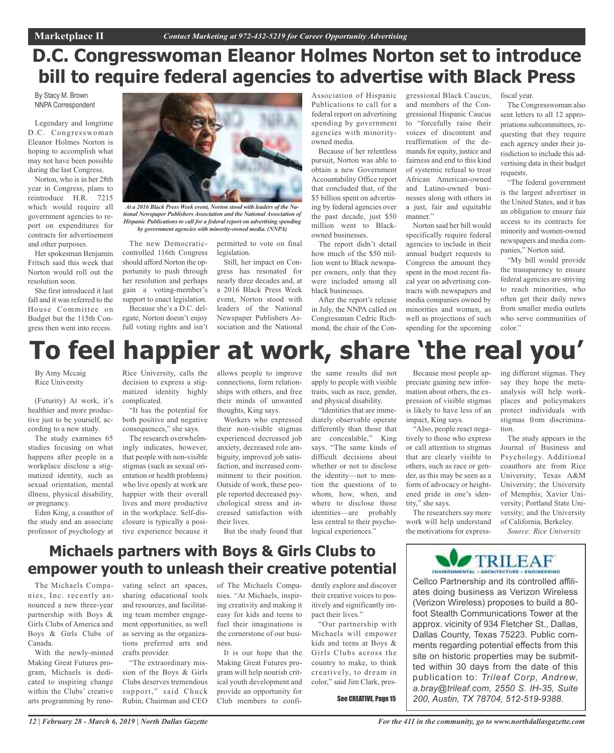# D.C. Congresswoman Eleanor Holmes Norton set to introduce bill to require federal agencies to advertise with Black Press

By Stacy M. Brown
NNPA Correspondent

Legendary and longtime D.C. Congresswoman Eleanor Holmes Norton is hoping to accomplish what may not have been possible during the last Congress.

Norton, who is in her 28th year in Congress, plans to reintroduce H.R. 7215 which would require all government agencies to report on expenditures for contracts for advertisement and other purposes.

Her spokesman Benjamin Fritsch said this week that Norton would roll out the resolution soon.

She first introduced it last fall and it was referred to the House Committee on Budget but the 115th Congress then went into recess.

*At a 2016 Black Press Week event, Norton stood with leaders of the National Newspaper Publishers Association and the National Association of Hispanic Publications to call for a federal report on advertising spending by government agencies with minority-owned media. (NNPA)*

The new Democratic-controlled 116th Congress should afford Norton the opportunity to push through her resolution and perhaps gain a voting-member's support to enact legislation.

Because she's a D.C. delegate, Norton doesn't enjoy full voting rights and isn't permitted to vote on final legislation.

Still, her impact on Congress has resonated for nearly three decades and, at a 2016 Black Press Week event, Norton stood with leaders of the National Newspaper Publishers Association and the National Association of Hispanic Publications to call for a federal report on advertising spending by government agencies with minority-owned media.

Because of her relentless pursuit, Norton was able to obtain a new Government Accountability Office report that concluded that, of the $5 billion spent on advertising by federal agencies over the past decade, just $50 million went to Black-owned businesses.

The report didn't detail how much of the $50 million went to Black newspaper owners, only that they were included among all black businesses.

After the report's release in July, the NNPA called on Congressman Cedric Richmond, the chair of the Congressional Black Caucus, and members of the Congressional Hispanic Caucus to "forcefully raise their voices of discontent and reaffirmation of the demands for equity, justice and fairness and end to this kind of systemic refusal to treat African American-owned and Latino-owned businesses along with others in a just, fair and equitable manner."

Norton said her bill would specifically require federal agencies to include in their annual budget requests to Congress the amount they spent in the most recent fiscal year on advertising contracts with newspapers and media companies owned by minorities and women, as well as projections of such spending for the upcoming fiscal year.

The Congresswoman also sent letters to all 12 appropriations subcommittees, requesting that they require each agency under their jurisdiction to include this advertising data in their budget requests.

"The federal government is the largest advertiser in the United States, and it has an obligation to ensure fair access to its contracts for minority and women-owned newspapers and media companies," Norton said.

"My bill would provide the transparency to ensure federal agencies are striving to reach minorities, who often get their daily news from smaller media outlets who serve communities of color."

# To feel happier at work, share 'the real you'

By Amy Mccaig
Rice University

(Futurity) At work, it's healthier and more productive just to be yourself, according to a new study.

The study examines 65 studies focusing on what happens after people in a workplace disclose a stigmatized identity, such as sexual orientation, mental illness, physical disability, or pregnancy.

Eden King, a coauthor of the study and an associate professor of psychology at Rice University, calls the decision to express a stigmatized identity highly complicated.

"It has the potential for both positive and negative consequences," she says.

The research overwhelmingly indicates, however, that people with non-visible stigmas (such as sexual orientation or health problems) who live openly at work are happier with their overall lives and more productive in the workplace. Self-disclosure is typically a positive experience because it allows people to improve connections, form relationships with others, and free their minds of unwanted thoughts, King says.

Workers who expressed their non-visible stigmas experienced decreased job anxiety, decreased role ambiguity, improved job satisfaction, and increased commitment to their position. Outside of work, these people reported decreased psychological stress and increased satisfaction with their lives.

But the study found that the same results did not apply to people with visible traits, such as race, gender, and physical disability.

"Identities that are immediately observable operate differently than those that are concealable," King says. "The same kinds of difficult decisions about whether or not to disclose the identity—not to mention the questions of to whom, how, when, and where to disclose those identities—are probably less central to their psychological experiences."

Because most people appreciate gaining new information about others, the expression of visible stigmas is likely to have less of an impact, King says.

"Also, people react negatively to those who express or call attention to stigmas that are clearly visible to others, such as race or gender, as this may be seen as a form of advocacy or heightened pride in one's identity," she says.

The researchers say more work will help understand the motivations for expressing different stigmas. They say they hope the meta-analysis will help workplaces and policymakers protect individuals with stigmas from discrimination.

The study appears in the Journal of Business and Psychology. Additional coauthors are from Rice University; Texas A&M University; the University of Memphis; Xavier University; Portland State University; and the University of California, Berkeley.

*Source: Rice University*

## Michaels partners with Boys & Girls Clubs to empower youth to unleash their creative potential

The Michaels Companies, Inc. recently announced a new three-year partnership with Boys & Girls Clubs of America and Boys & Girls Clubs of Canada.

With the newly-minted Making Great Futures program, Michaels is dedicated to inspiring change within the Clubs' creative arts programming by renovating select art spaces, sharing educational tools and resources, and facilitating team member engagement opportunities, as well as serving as the organizations preferred arts and crafts provider.

"The extraordinary mission of the Boys & Girls Clubs deserves tremendous support," said Chuck Rubin, Chairman and CEO of The Michaels Companies. "At Michaels, inspiring creativity and making it easy for kids and teens to fuel their imaginations is the cornerstone of our business.

It is our hope that the Making Great Futures program will help nourish critical youth development and provide an opportunity for Club members to confidently explore and discover their creative voices to positively and significantly impact their lives."

"Our partnership with Michaels will empower kids and teens at Boys & Girls Clubs across the country to make, to think creatively, to dream in color," said Jim Clark, pres-

See CREATIVE, Page 15

**TRILEAF**
ENVIRONMENTAL • ARCHITECTURE • ENGINEERING

Cellco Partnership and its controlled affiliates doing business as Verizon Wireless (Verizon Wireless) proposes to build a 80-foot Stealth Communications Tower at the approx. vicinity of 934 Fletcher St., Dallas, Dallas County, Texas 75223. Public comments regarding potential effects from this site on historic properties may be submitted within 30 days from the date of this publication to: *Trileaf Corp, Andrew, a.bray@trileaf.com, 2550 S. IH-35, Suite 200, Austin, TX 78704, 512-519-9388.*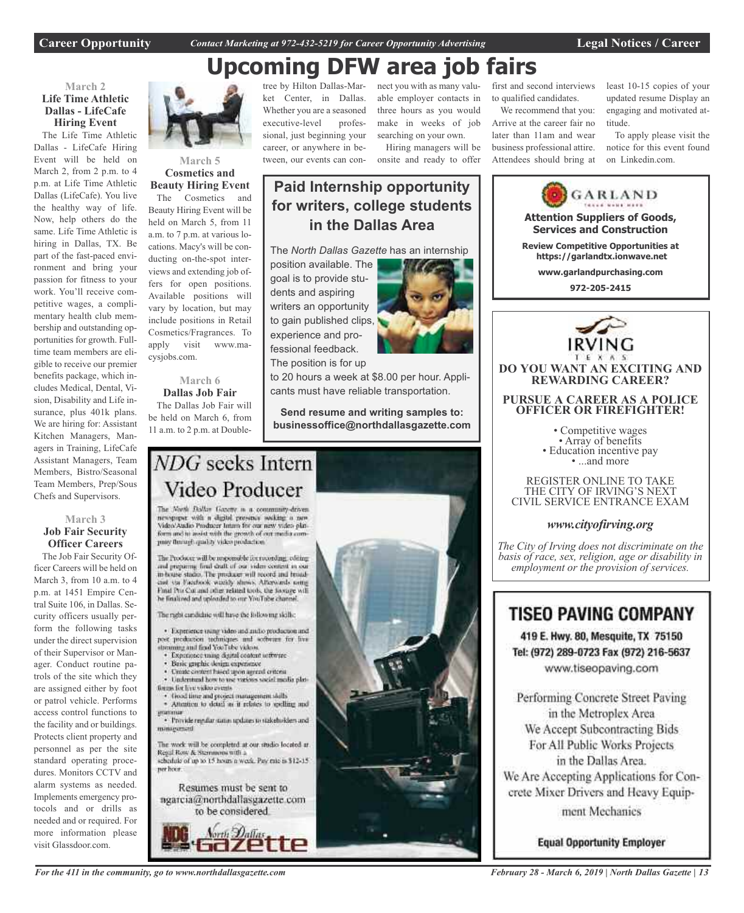# Upcoming DFW area job fairs

**March 2**
**Life Time Athletic Dallas - LifeCafe Hiring Event**

The Life Time Athletic Dallas - LifeCafe Hiring Event will be held on March 2, from 2 p.m. to 4 p.m. at Life Time Athletic Dallas (LifeCafe). You live the healthy way of life. Now, help others do the same. Life Time Athletic is hiring in Dallas, TX. Be part of the fast-paced environment and bring your passion for fitness to your work. You'll receive competitive wages, a complimentary health club membership and outstanding opportunities for growth. Full-time team members are eligible to receive our premier benefits package, which includes Medical, Dental, Vision, Disability and Life insurance, plus 401k plans. We are hiring for: Assistant Kitchen Managers, Managers in Training, LifeCafe Assistant Managers, Team Members, Bistro/Seasonal Team Members, Prep/Sous Chefs and Supervisors.

**March 3**
**Job Fair Security Officer Careers**

The Job Fair Security Officer Careers will be held on March 3, from 10 a.m. to 4 p.m. at 1451 Empire Central Suite 106, in Dallas. Security officers usually perform the following tasks under the direct supervision of their Supervisor or Manager. Conduct routine patrols of the site which they are assigned either by foot or patrol vehicle. Performs access control functions to the facility and or buildings. Protects client property and personnel as per the site standard operating procedures. Monitors CCTV and alarm systems as needed. Implements emergency protocols and or drills as needed and or required. For more information please visit Glassdoor.com.

**March 5**
**Cosmetics and Beauty Hiring Event**

The Cosmetics and Beauty Hiring Event will be held on March 5, from 11 a.m. to 7 p.m. at various locations. Macy's will be conducting on-the-spot interviews and extending job offers for open positions. Available positions will vary by location, but may include positions in Retail Cosmetics/Fragrances. To apply visit www.macysjobs.com.

**March 6**
**Dallas Job Fair**

The Dallas Job Fair will be held on March 6, from 11 a.m. to 2 p.m. at Doubletree by Hilton Dallas-Market Center, in Dallas. Whether you are a seasoned executive-level professional, just beginning your career, or anywhere in between, our events can connect you with as many valuable employer contacts in three hours as you would make in weeks of job searching on your own.

Hiring managers will be onsite and ready to offer first and second interviews to qualified candidates.

We recommend that you: Arrive at the career fair no later than 11am and wear business professional attire. Attendees should bring at least 10-15 copies of your updated resume Display an engaging and motivated attitude.

To apply please visit the notice for this event found on Linkedin.com.

## Paid Internship opportunity for writers, college students in the Dallas Area

The *North Dallas Gazette* has an internship position available. The goal is to provide students and aspiring writers an opportunity to gain published clips, experience and professional feedback. The position is for up to 20 hours a week at $8.00 per hour. Applicants must have reliable transportation.

**Send resume and writing samples to: businessoffice@northdallasgazette.com**

## *NDG* seeks Intern Video Producer

The North Dallas Gazette is a community-driven newspaper with a digital presence seeking a new Video/Audio Producer Intern for our new video platform and to assist with the growth of our media company through quality video production.

The Producer will be responsible for recording, editing and preparing final draft of our video content in our in-house studio. The producer will record and broadcast via Facebook weekly shows. Afterwards using Final Pro Cut and other related tools, the footage will be finalized and uploaded to our YouTube channel.

The right candidate will have the following skills:

- Experience using video and audio production and post production techniques and software for live streaming and final YouTube videos.
- Experience using digital content software
- Basic graphic design experience
- Create content based upon agreed criteria
- Understand how to use various social media platforms for live video events
- Good time and project management skills
- Attention to detail as it relates to spelling and grammar
- Provide regular status updates to stakeholders and management

The work will be completed at our studio located at Regal Row & Stemmons with a schedule of up to 15 hours a week. Pay rate is $12-15 per hour.

Resumes must be sent to ngarcia@northdallasgazette.com to be considered.

North Dallas Gazette

**GARLAND**

**Attention Suppliers of Goods, Services and Construction**

**Review Competitive Opportunities at https://garlandtx.ionwave.net**

**www.garlandpurchasing.com**

**972-205-2415**

**IRVING TEXAS**

**DO YOU WANT AN EXCITING AND REWARDING CAREER?**

**PURSUE A CAREER AS A POLICE OFFICER OR FIREFIGHTER!**

- Competitive wages
- Array of benefits
- Education incentive pay
- ...and more

REGISTER ONLINE TO TAKE THE CITY OF IRVING'S NEXT CIVIL SERVICE ENTRANCE EXAM

***www.cityofirving.org***

*The City of Irving does not discriminate on the basis of race, sex, religion, age or disability in employment or the provision of services.*

## TISEO PAVING COMPANY

419 E. Hwy. 80, Mesquite, TX 75150
Tel: (972) 289-0723 Fax (972) 216-5637
www.tiseopaving.com

Performing Concrete Street Paving in the Metroplex Area
We Accept Subcontracting Bids For All Public Works Projects in the Dallas Area.
We Are Accepting Applications for Concrete Mixer Drivers and Heavy Equipment Mechanics

**Equal Opportunity Employer**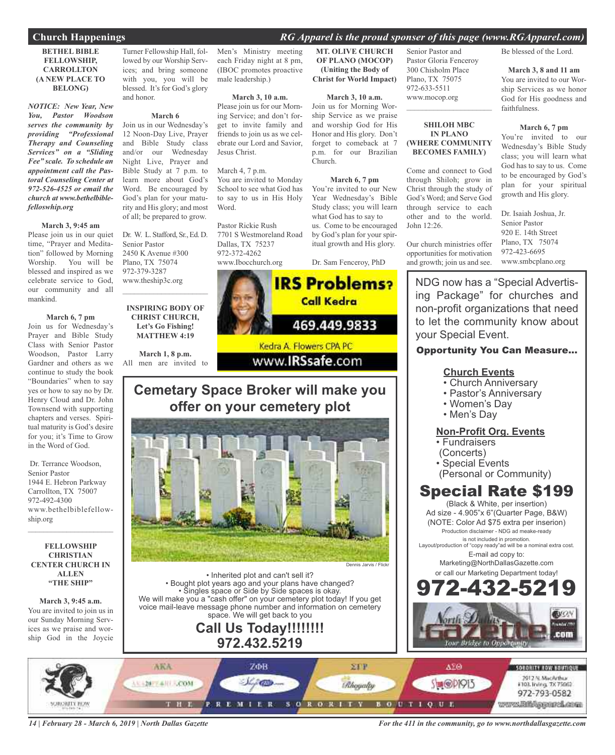## Church Happenings

*RG Apparel is the proud sponser of this page (www.RGApparel.com)*

**BETHEL BIBLE FELLOWSHIP, CARROLLTON (A NEW PLACE TO BELONG)**

***NOTICE: New Year, New You, Pastor Woodson serves the community by providing "Professional Therapy and Counseling Services" on a "Sliding Fee" scale. To schedule an appointment call the Pastoral Counseling Center at 972-526-4525 or email the church at www.bethelbiblefelloswhip.org***

**March 3, 9:45 am**
Please join us in our quiet time, "Prayer and Meditation" followed by Morning Worship. You will be blessed and inspired as we celebrate service to God, our community and all mankind.

**March 6, 7 pm**
Join us for Wednesday's Prayer and Bible Study Class with Senior Pastor Woodson, Pastor Larry Gardner and others as we continue to study the book "Boundaries" when to say yes or how to say no by Dr. Henry Cloud and Dr. John Townsend with supporting chapters and verses. Spiritual maturity is God's desire for you; it's Time to Grow in the Word of God.

Dr. Terrance Woodson,
Senior Pastor
1944 E. Hebron Parkway
Carrollton, TX 75007
972-492-4300
www.bethelbiblefellowship.org

---

**FELLOWSHIP CHRISTIAN CENTER CHURCH IN ALLEN "THE SHIP"**

**March 3, 9:45 a.m.**
You are invited to join us in our Sunday Morning Services as we praise and worship God in the Joycie Turner Fellowship Hall, followed by our Worship Services; and bring someone with you, you will be blessed. It's for God's glory and honor.

**March 6**
Join us in our Wednesday's 12 Noon-Day Live, Prayer and Bible Study class and/or our Wednesday Night Live, Prayer and Bible Study at 7 p.m. to learn more about God's Word. Be encouraged by God's plan for your maturity and His glory; and most of all; be prepared to grow.

Dr. W. L. Stafford, Sr., Ed. D.
Senior Pastor
2450 K Avenue #300
Plano, TX 75074
972-379-3287
www.theship3c.org

---

**INSPIRING BODY OF CHRIST CHURCH, Let's Go Fishing! MATTHEW 4:19**

**March 1, 8 p.m.**
All men are invited to Men's Ministry meeting each Friday night at 8 pm, (IBOC promotes proactive male leadership.)

**March 3, 10 a.m.**
Please join us for our Morning Service; and don't forget to invite family and friends to join us as we celebrate our Lord and Savior, Jesus Christ.

March 4, 7 p.m.
You are invited to Monday School to see what God has to say to us in His Holy Word.

Pastor Rickie Rush
7701 S Westmoreland Road
Dallas, TX 75237
972-372-4262
www.Ibocchurch.org

**MT. OLIVE CHURCH OF PLANO (MOCOP) (Uniting the Body of Christ for World Impact)**

**March 3, 10 a.m.**
Join us for Morning Worship Service as we praise and worship God for His Honor and His glory. Don't forget to comeback at 7 p.m. for our Brazilian Church.

**March 6, 7 pm**
You're invited to our New Year Wednesday's Bible Study class; you will learn what God has to say to us. Come to be encouraged by God's plan for your spiritual growth and His glory.

Dr. Sam Fenceroy, PhD
Senior Pastor and
Pastor Gloria Fenceroy
300 Chisholm Place
Plano, TX 75075
972-633-5511
www.mocop.org

---

**SHILOH MBC IN PLANO (WHERE COMMUNITY BECOMES FAMILY)**

Come and connect to God through Shiloh; grow in Christ through the study of God's Word; and Serve God through service to each other and to the world. John 12:26.

Our church ministries offer opportunities for motivation and growth; join us and see. Be blessed of the Lord.

**March 3, 8 and 11 am**
You are invited to our Worship Services as we honor God for His goodness and faithfulness.

**March 6, 7 pm**
You're invited to our Wednesday's Bible Study class; you will learn what God has to say to us. Come to be encouraged by God's plan for your spiritual growth and His glory.

Dr. Isaiah Joshua, Jr.
Senior Pastor
920 E. 14th Street
Plano, TX 75074
972-423-6695
www.smbcplano.org

---

**IRS Problems? Call Kedra**
**469.449.9833**
Kedra A. Flowers CPA PC
www.IRSsafe.com

---

## Cemetary Space Broker will make you offer on your cemetery plot

Dennis Jarvis / Flickr

- Inherited plot and can't sell it?
- Bought plot years ago and your plans have changed?
- Singles space or Side by Side spaces is okay.

We will make you a "cash offer" on your cemetery plot today! If you get voice mail-leave message phone number and information on cemetery space. We will get back to you

**Call Us Today!!!!!!!!**
**972.432.5219**

---

NDG now has a "Special Advertising Package" for churches and non-profit organizations that need to let the community know about your Special Event.

**Opportunity You Can Measure...**

**Church Events**
- Church Anniversary
- Pastor's Anniversary
- Women's Day
- Men's Day

**Non-Profit Org. Events**
- Fundraisers (Concerts)
- Special Events (Personal or Community)

**Special Rate $199**
(Black & White, per insertion)
Ad size - 4.905"x 6"(Quarter Page, B&W)
(NOTE: Color Ad $75 extra per inserion)
Production disclaimer - NDG ad meake-ready is not included in promotion.
Layout/production of "copy ready"ad will be a nominal extra cost.
E-mail ad copy to:
Marketing@NorthDallasGazette.com
or call our Marketing Department today!
**972-432-5219**

North Dallas Gazette.com — Your Bridge to Opportunity

---

SORORITY ROW — THE PREMIER SORORITY BOUTIQUE
AKA · ΖΦΒ · ΣΓΡ · ΔΣΘ
SORORITY ROW BOUTIQUE
2912 N. MacArthur #103, Irving, TX 75062
972-793-0582
www.RGApparel.com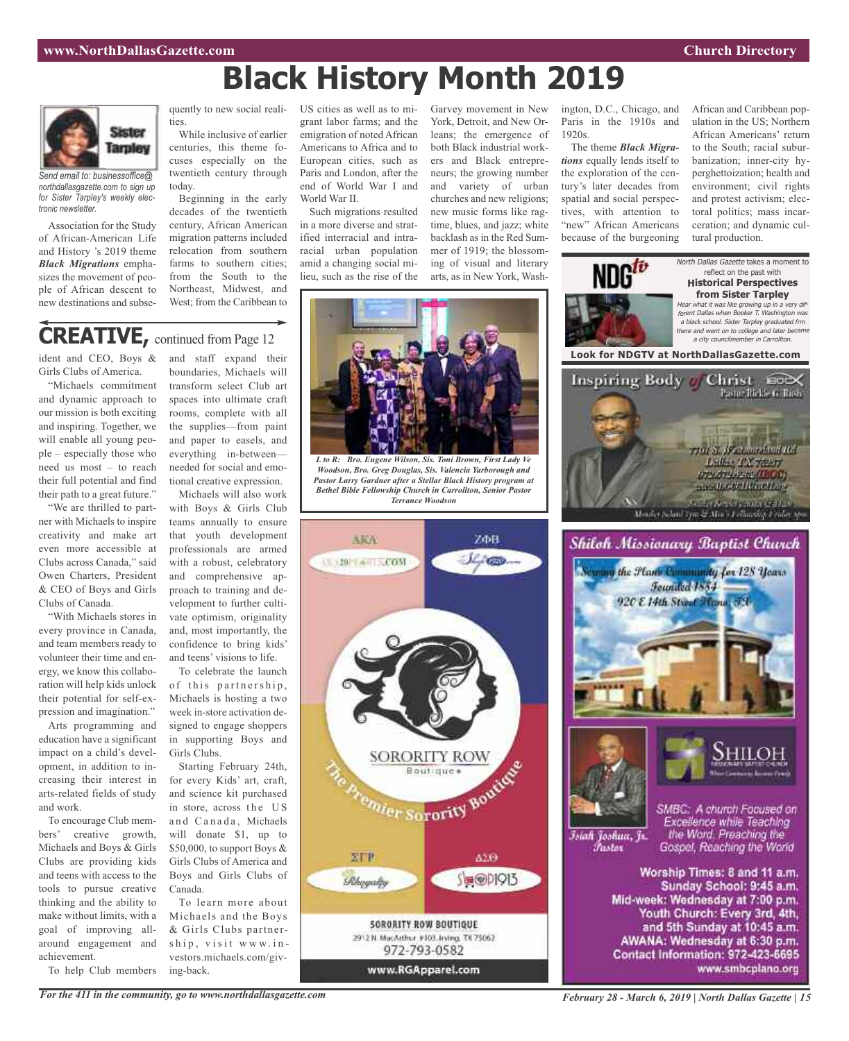# Black History Month 2019

Sister Tarpley

*Send email to: businessoffice@northdallasgazette.com to sign up for Sister Tarpley's weekly electronic newsletter.*

Association for the Study of African-American Life and History 's 2019 theme ***Black Migrations*** emphasizes the movement of people of African descent to new destinations and subsequently to new social realities.

While inclusive of earlier centuries, this theme focuses especially on the twentieth century through today.

Beginning in the early decades of the twentieth century, African American migration patterns included relocation from southern farms to southern cities; from the South to the Northeast, Midwest, and West; from the Caribbean to US cities as well as to migrant labor farms; and the emigration of noted African Americans to Africa and to European cities, such as Paris and London, after the end of World War I and World War II.

Such migrations resulted in a more diverse and stratified interracial and intraracial urban population amid a changing social milieu, such as the rise of the Garvey movement in New York, Detroit, and New Orleans; the emergence of both Black industrial workers and Black entrepreneurs; the growing number and variety of urban churches and new religions; new music forms like ragtime, blues, and jazz; white backlash as in the Red Summer of 1919; the blossoming of visual and literary arts, as in New York, Washington, D.C., Chicago, and Paris in the 1910s and 1920s.

The theme ***Black Migrations*** equally lends itself to the exploration of the century's later decades from spatial and social perspectives, with attention to "new" African Americans because of the burgeoning African and Caribbean population in the US; Northern African Americans' return to the South; racial suburbanization; inner-city hyperghettoization; health and environment; civil rights and protest activism; electoral politics; mass incarceration; and dynamic cultural production.

*L to R: Bro. Eugene Wilson, Sis. Toni Brown, First Lady Ve Woodson, Bro. Greg Douglas, Sis. Valencia Yarborough and Pastor Larry Gardner after a Stellar Black History program at Bethel Bible Fellowship Church in Carrollton, Senior Pastor Terrance Woodson*

## CREATIVE, continued from Page 12

ident and CEO, Boys & Girls Clubs of America.

"Michaels commitment and dynamic approach to our mission is both exciting and inspiring. Together, we will enable all young people – especially those who need us most – to reach their full potential and find their path to a great future."

"We are thrilled to partner with Michaels to inspire creativity and make art even more accessible at Clubs across Canada," said Owen Charters, President & CEO of Boys and Girls Clubs of Canada.

"With Michaels stores in every province in Canada, and team members ready to volunteer their time and energy, we know this collaboration will help kids unlock their potential for self-expression and imagination."

Arts programming and education have a significant impact on a child's development, in addition to increasing their interest in arts-related fields of study and work.

To encourage Club members' creative growth, Michaels and Boys & Girls Clubs are providing kids and teens with access to the tools to pursue creative thinking and the ability to make without limits, with a goal of improving all-around engagement and achievement.

To help Club members and staff expand their boundaries, Michaels will transform select Club art spaces into ultimate craft rooms, complete with all the supplies—from paint and paper to easels, and everything in-between—needed for social and emotional creative expression.

Michaels will also work with Boys & Girls Club teams annually to ensure that youth development professionals are armed with a robust, celebratory and comprehensive approach to training and development to further cultivate optimism, originality and, most importantly, the confidence to bring kids' and teens' visions to life.

To celebrate the launch of this partnership, Michaels is hosting a two week in-store activation designed to engage shoppers in supporting Boys and Girls Clubs.

Starting February 24th, for every Kids' art, craft, and science kit purchased in store, across the US and Canada, Michaels will donate $1, up to $50,000, to support Boys & Girls Clubs of America and Boys and Girls Clubs of Canada.

To learn more about Michaels and the Boys & Girls Clubs partnership, visit www.investors.michaels.com/giving-back.

*North Dallas Gazette* takes a moment to reflect on the past with **Historical Perspectives from Sister Tarpley**

*Hear what it was like growing up in a very different Dallas when Booker T. Washington was a black school. Sister Tarpley graduated frm there and went on to college and later became a city councilmember in Carrollton.*

**Look for NDGTV at NorthDallasGazette.com**

Inspiring Body of Christ — Pastor Rickie G. Rush

SORORITY ROW Boutique — The Premier Sorority Boutique

AKA — ZΦB — ΣΓΡ — ΔΣΘ

SORORITY ROW BOUTIQUE
2912 N. MacArthur #103, Irving, TX 75062
972-793-0582
www.RGApparel.com

## Shiloh Missionary Baptist Church

Serving the Plano Community for 128 Years
Founded 1884
920 E 14th Street Plano, TX

Isiah Joshua, Jr. Pastor

SMBC: A church Focused on Excellence while Teaching the Word, Preaching the Gospel, Reaching the World

Worship Times: 8 and 11 a.m.
Sunday School: 9:45 a.m.
Mid-week: Wednesday at 7:00 p.m.
Youth Church: Every 3rd, 4th, and 5th Sunday at 10:45 a.m.
AWANA: Wednesday at 6:30 p.m.
Contact Information: 972-423-6695
www.smbcplano.org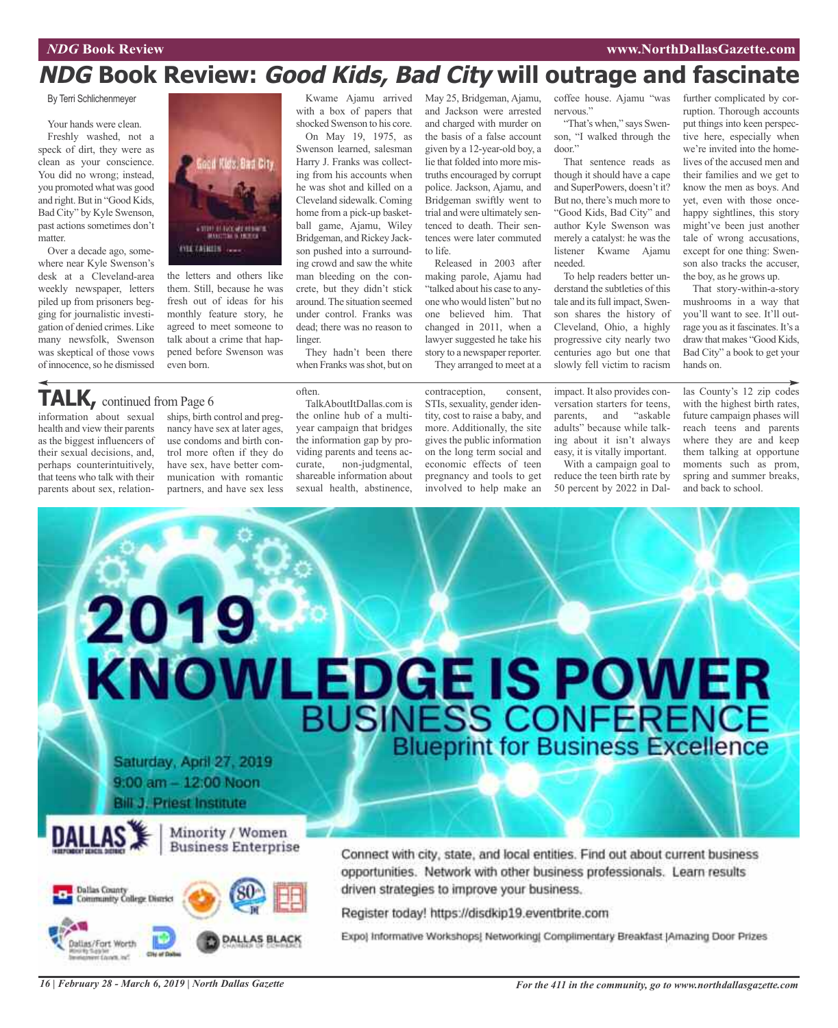# *NDG* Book Review: *Good Kids, Bad City* will outrage and fascinate

By Terri Schlichenmeyer

Your hands were clean.

Freshly washed, not a speck of dirt, they were as clean as your conscience. You did no wrong; instead, you promoted what was good and right. But in "Good Kids, Bad City" by Kyle Swenson, past actions sometimes don't matter.

Over a decade ago, somewhere near Kyle Swenson's desk at a Cleveland-area weekly newspaper, letters piled up from prisoners begging for journalistic investigation of denied crimes. Like many newsfolk, Swenson was skeptical of those vows of innocence, so he dismissed the letters and others like them. Still, because he was fresh out of ideas for his monthly feature story, he agreed to meet someone to talk about a crime that happened before Swenson was even born.

Kwame Ajamu arrived with a box of papers that shocked Swenson to his core.

On May 19, 1975, as Swenson learned, salesman Harry J. Franks was collecting from his accounts when he was shot and killed on a Cleveland sidewalk. Coming home from a pick-up basketball game, Ajamu, Wiley Bridgeman, and Rickey Jackson pushed into a surrounding crowd and saw the white man bleeding on the concrete, but they didn't stick around. The situation seemed under control. Franks was dead; there was no reason to linger.

They hadn't been there when Franks was shot, but on May 25, Bridgeman, Ajamu, and Jackson were arrested and charged with murder on the basis of a false account given by a 12-year-old boy, a lie that folded into more mistruths encouraged by corrupt police. Jackson, Ajamu, and Bridgeman swiftly went to trial and were ultimately sentenced to death. Their sentences were later commuted to life.

Released in 2003 after making parole, Ajamu had "talked about his case to anyone who would listen" but no one believed him. That changed in 2011, when a lawyer suggested he take his story to a newspaper reporter.

They arranged to meet at a coffee house. Ajamu "was nervous."

"That's when," says Swenson, "I walked through the door."

That sentence reads as though it should have a cape and SuperPowers, doesn't it? But no, there's much more to "Good Kids, Bad City" and author Kyle Swenson was merely a catalyst: he was the listener Kwame Ajamu needed.

To help readers better understand the subtleties of this tale and its full impact, Swenson shares the history of Cleveland, Ohio, a highly progressive city nearly two centuries ago but one that slowly fell victim to racism further complicated by corruption. Thorough accounts put things into keen perspective here, especially when we're invited into the home-lives of the accused men and their families and we get to know the men as boys. And yet, even with those once-happy sightlines, this story might've been just another tale of wrong accusations, except for one thing: Swenson also tracks the accuser, the boy, as he grows up.

That story-within-a-story mushrooms in a way that you'll want to see. It'll outrage you as it fascinates. It's a draw that makes "Good Kids, Bad City" a book to get your hands on.

## TALK, continued from Page 6

information about sexual health and view their parents as the biggest influencers of their sexual decisions, and, perhaps counterintuitively, that teens who talk with their parents about sex, relationships, birth control and pregnancy have sex at later ages, use condoms and birth control more often if they do have sex, have better communication with romantic partners, and have sex less often.

TalkAboutItDallas.com is the online hub of a multi-year campaign that bridges the information gap by providing parents and teens accurate, non-judgmental, shareable information about sexual health, abstinence, contraception, consent, STIs, sexuality, gender identity, cost to raise a baby, and more. Additionally, the site gives the public information on the long term social and economic effects of teen pregnancy and tools to get involved to help make an impact. It also provides conversation starters for teens, parents, and "askable adults" because while talking about it isn't always easy, it is vitally important.

With a campaign goal to reduce the teen birth rate by 50 percent by 2022 in Dallas County's 12 zip codes with the highest birth rates, future campaign phases will reach teens and parents where they are and keep them talking at opportune moments such as prom, spring and summer breaks, and back to school.

# 2019 KNOWLEDGE IS POWER BUSINESS CONFERENCE

## Blueprint for Business Excellence

Saturday, April 27, 2019
9:00 am – 12:00 Noon
Bill J. Priest Institute

DALLAS Independent School District | Minority / Women Business Enterprise

Dallas County Community College District

Dallas/Fort Worth Minority Supplier Development Council, Inc.

City of Dallas

DALLAS BLACK CHAMBER OF COMMERCE

Connect with city, state, and local entities. Find out about current business opportunities. Network with other business professionals. Learn results driven strategies to improve your business.

Register today! https://disdkip19.eventbrite.com

Expo| Informative Workshops| Networking| Complimentary Breakfast |Amazing Door Prizes